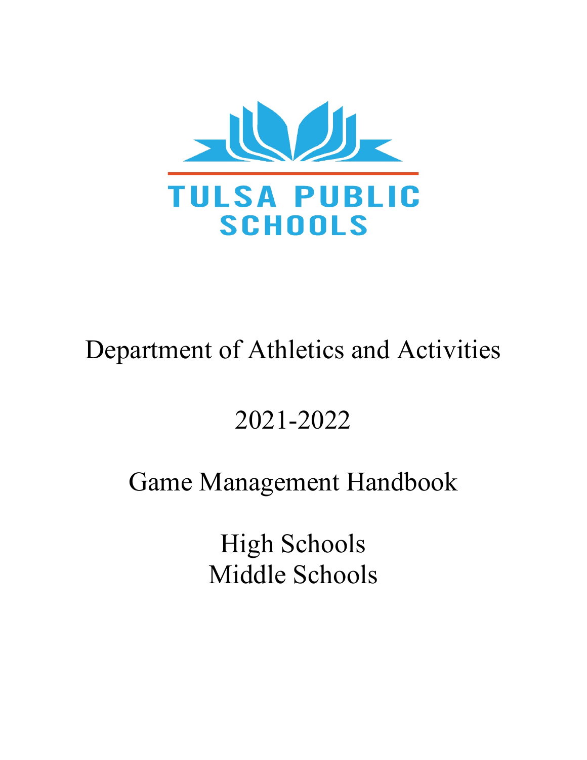TULSA PUBLIC SCHOOLS

# Department of Athletics and Activities

## 2021-2022

## Game Management Handbook

High Schools
Middle Schools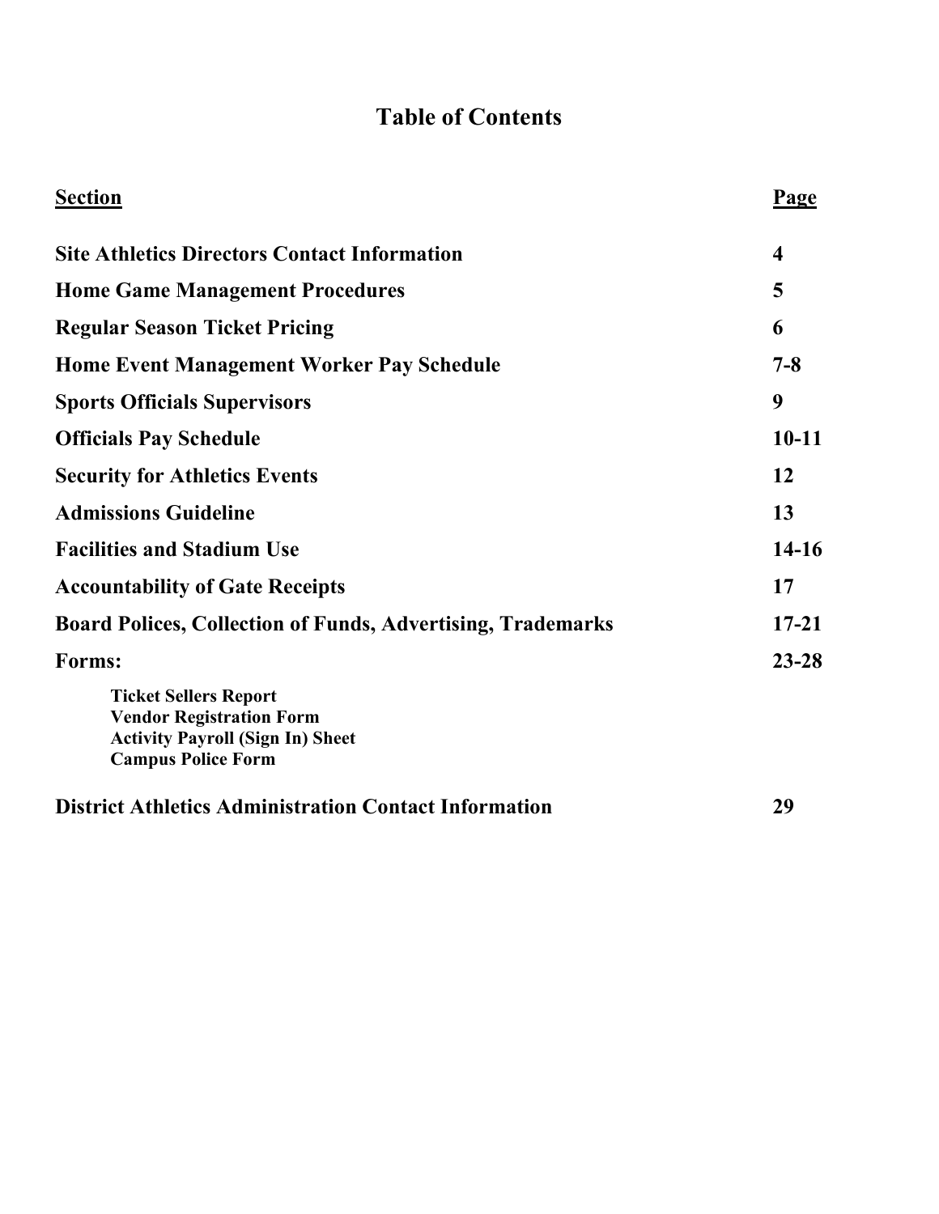# Table of Contents

| Section | Page |
|---|---|
| **Site Athletics Directors Contact Information** | **4** |
| **Home Game Management Procedures** | **5** |
| **Regular Season Ticket Pricing** | **6** |
| **Home Event Management Worker Pay Schedule** | **7-8** |
| **Sports Officials Supervisors** | **9** |
| **Officials Pay Schedule** | **10-11** |
| **Security for Athletics Events** | **12** |
| **Admissions Guideline** | **13** |
| **Facilities and Stadium Use** | **14-16** |
| **Accountability of Gate Receipts** | **17** |
| **Board Polices, Collection of Funds, Advertising, Trademarks** | **17-21** |
| **Forms:** | **23-28** |
| **Ticket Sellers Report** | |
| **Vendor Registration Form** | |
| **Activity Payroll (Sign In) Sheet** | |
| **Campus Police Form** | |
| **District Athletics Administration Contact Information** | **29** |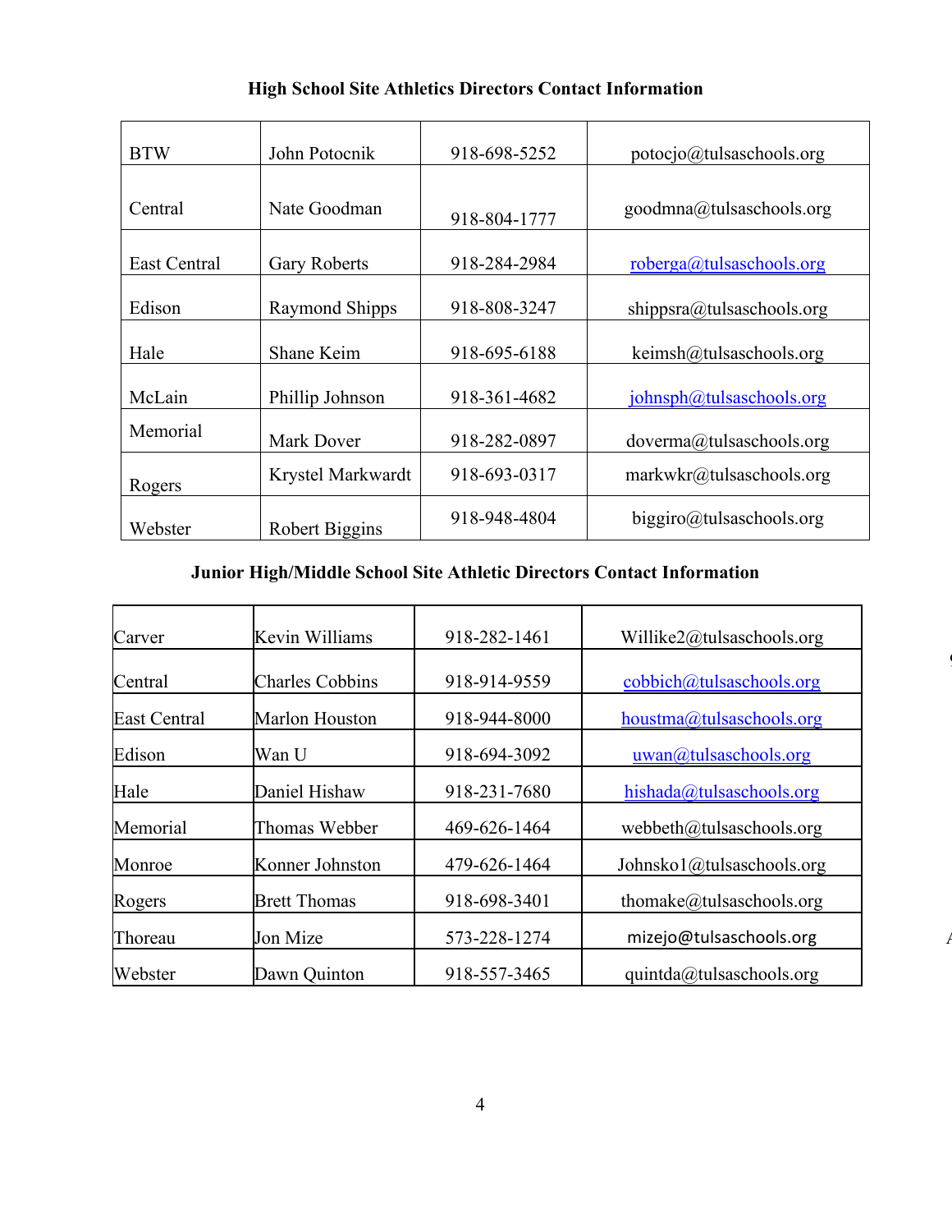### High School Site Athletics Directors Contact Information

| | | | |
|---|---|---|---|
| BTW | John Potocnik | 918-698-5252 | potocjo@tulsaschools.org |
| Central | Nate Goodman | 918-804-1777 | goodmna@tulsaschools.org |
| East Central | Gary Roberts | 918-284-2984 | roberga@tulsaschools.org |
| Edison | Raymond Shipps | 918-808-3247 | shippsra@tulsaschools.org |
| Hale | Shane Keim | 918-695-6188 | keimsh@tulsaschools.org |
| McLain | Phillip Johnson | 918-361-4682 | johnsph@tulsaschools.org |
| Memorial | Mark Dover | 918-282-0897 | doverma@tulsaschools.org |
| Rogers | Krystel Markwardt | 918-693-0317 | markwkr@tulsaschools.org |
| Webster | Robert Biggins | 918-948-4804 | biggiro@tulsaschools.org |

### Junior High/Middle School Site Athletic Directors Contact Information

| | | | |
|---|---|---|---|
| Carver | Kevin Williams | 918-282-1461 | Willike2@tulsaschools.org |
| Central | Charles Cobbins | 918-914-9559 | cobbich@tulsaschools.org |
| East Central | Marlon Houston | 918-944-8000 | houstma@tulsaschools.org |
| Edison | Wan U | 918-694-3092 | uwan@tulsaschools.org |
| Hale | Daniel Hishaw | 918-231-7680 | hishada@tulsaschools.org |
| Memorial | Thomas Webber | 469-626-1464 | webbeth@tulsaschools.org |
| Monroe | Konner Johnston | 479-626-1464 | Johnsko1@tulsaschools.org |
| Rogers | Brett Thomas | 918-698-3401 | thomake@tulsaschools.org |
| Thoreau | Jon Mize | 573-228-1274 | mizejo@tulsaschools.org |
| Webster | Dawn Quinton | 918-557-3465 | quintda@tulsaschools.org |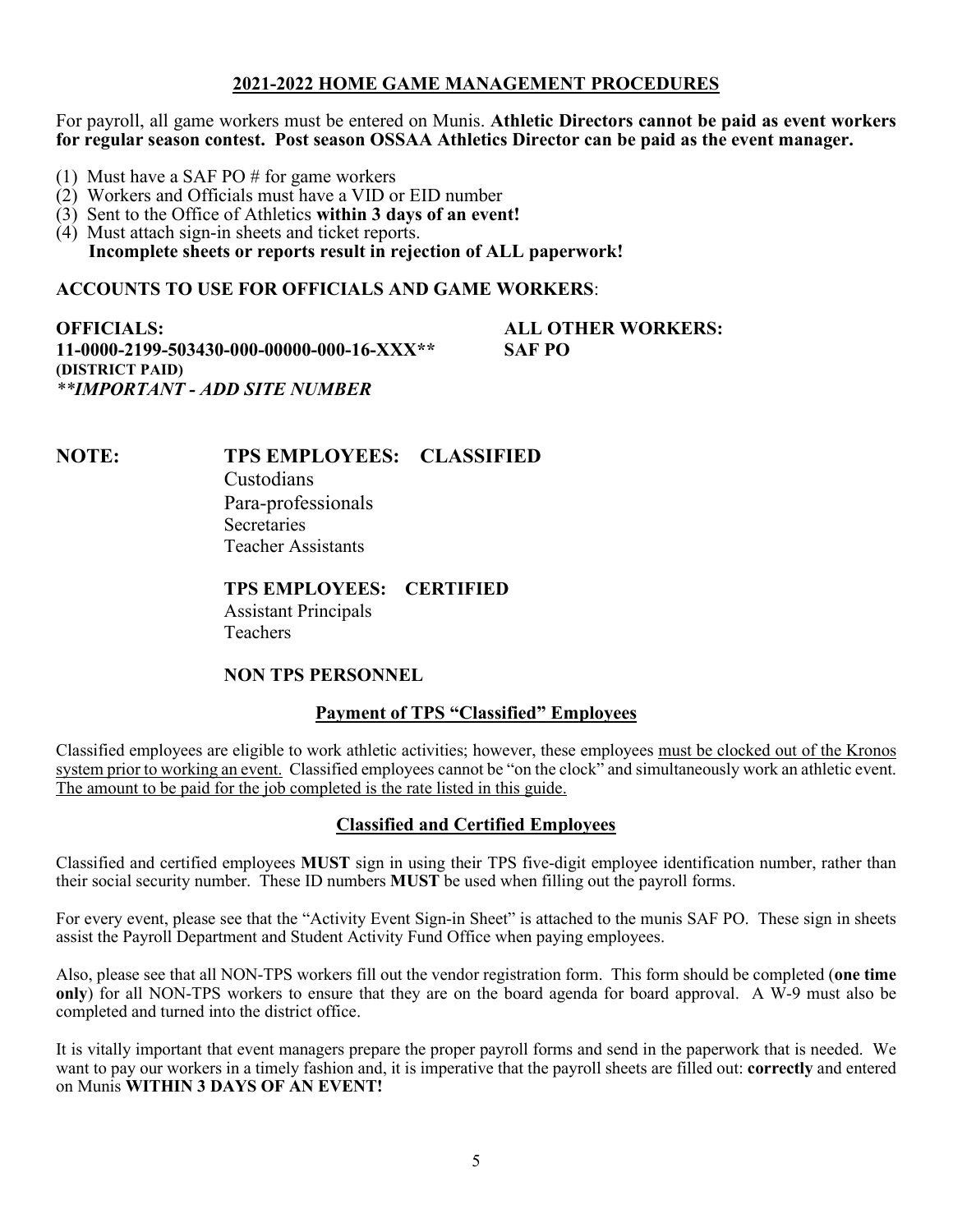## 2021-2022 HOME GAME MANAGEMENT PROCEDURES

For payroll, all game workers must be entered on Munis. **Athletic Directors cannot be paid as event workers for regular season contest. Post season OSSAA Athletics Director can be paid as the event manager.**

(1) Must have a SAF PO # for game workers
(2) Workers and Officials must have a VID or EID number
(3) Sent to the Office of Athletics **within 3 days of an event!**
(4) Must attach sign-in sheets and ticket reports.
**Incomplete sheets or reports result in rejection of ALL paperwork!**

**ACCOUNTS TO USE FOR OFFICIALS AND GAME WORKERS**:

**OFFICIALS:**
**11-0000-2199-503430-000-00000-000-16-XXX****
**(DISTRICT PAID)**
***\*\*IMPORTANT - ADD SITE NUMBER***

**ALL OTHER WORKERS:**
**SAF PO**

**NOTE:**

**TPS EMPLOYEES: CLASSIFIED**
Custodians
Para-professionals
Secretaries
Teacher Assistants

**TPS EMPLOYEES: CERTIFIED**
Assistant Principals
Teachers

**NON TPS PERSONNEL**

### Payment of TPS "Classified" Employees

Classified employees are eligible to work athletic activities; however, these employees must be clocked out of the Kronos system prior to working an event. Classified employees cannot be "on the clock" and simultaneously work an athletic event. The amount to be paid for the job completed is the rate listed in this guide.

### Classified and Certified Employees

Classified and certified employees **MUST** sign in using their TPS five-digit employee identification number, rather than their social security number. These ID numbers **MUST** be used when filling out the payroll forms.

For every event, please see that the "Activity Event Sign-in Sheet" is attached to the munis SAF PO. These sign in sheets assist the Payroll Department and Student Activity Fund Office when paying employees.

Also, please see that all NON-TPS workers fill out the vendor registration form. This form should be completed (**one time only**) for all NON-TPS workers to ensure that they are on the board agenda for board approval. A W-9 must also be completed and turned into the district office.

It is vitally important that event managers prepare the proper payroll forms and send in the paperwork that is needed. We want to pay our workers in a timely fashion and, it is imperative that the payroll sheets are filled out: **correctly** and entered on Munis **WITHIN 3 DAYS OF AN EVENT!**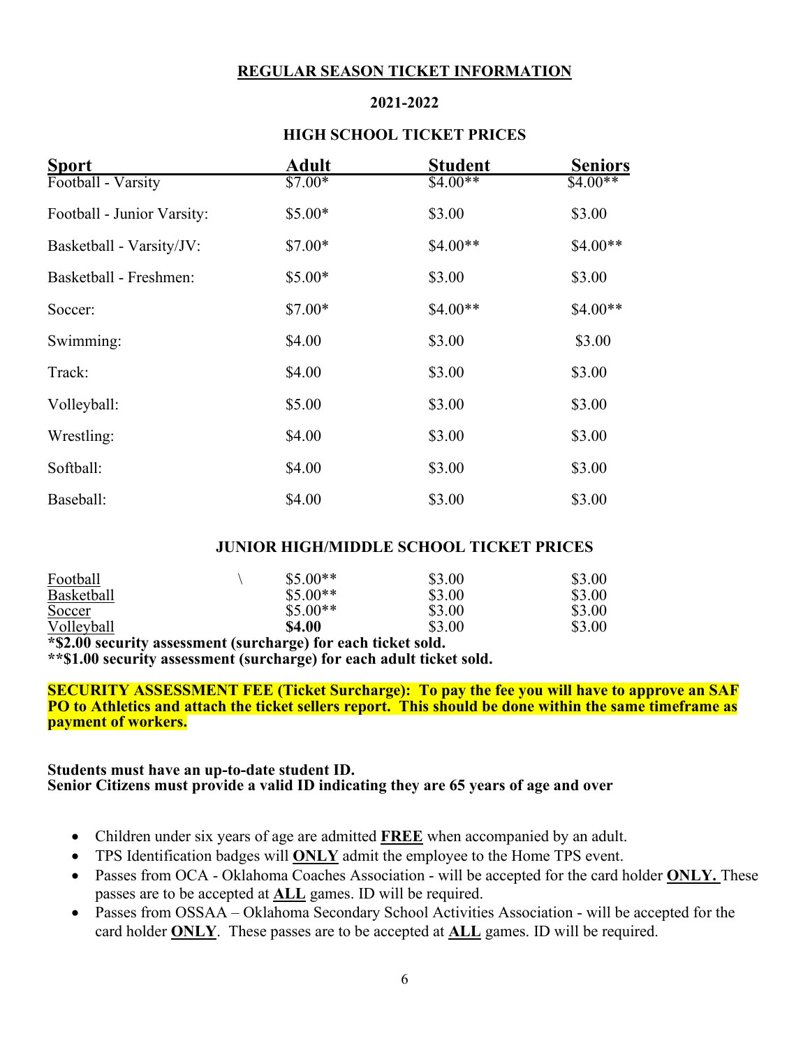## REGULAR SEASON TICKET INFORMATION

### 2021-2022

### HIGH SCHOOL TICKET PRICES

| Sport | Adult | Student | Seniors |
|---|---|---|---|
| Football - Varsity | $7.00* | $4.00** | $4.00** |
| Football - Junior Varsity: | $5.00* | $3.00 | $3.00 |
| Basketball - Varsity/JV: | $7.00* | $4.00** | $4.00** |
| Basketball - Freshmen: | $5.00* | $3.00 | $3.00 |
| Soccer: | $7.00* | $4.00** | $4.00** |
| Swimming: | $4.00 | $3.00 | $3.00 |
| Track: | $4.00 | $3.00 | $3.00 |
| Volleyball: | $5.00 | $3.00 | $3.00 |
| Wrestling: | $4.00 | $3.00 | $3.00 |
| Softball: | $4.00 | $3.00 | $3.00 |
| Baseball: | $4.00 | $3.00 | $3.00 |

### JUNIOR HIGH/MIDDLE SCHOOL TICKET PRICES

| Sport | Adult | Student | Seniors |
|---|---|---|---|
| Football | $5.00** | $3.00 | $3.00 |
| Basketball | $5.00** | $3.00 | $3.00 |
| Soccer | $5.00** | $3.00 | $3.00 |
| Volleyball | **$4.00** | $3.00 | $3.00 |

**\*$2.00 security assessment (surcharge) for each ticket sold.**
**\*\*$1.00 security assessment (surcharge) for each adult ticket sold.**

**SECURITY ASSESSMENT FEE (Ticket Surcharge): To pay the fee you will have to approve an SAF PO to Athletics and attach the ticket sellers report. This should be done within the same timeframe as payment of workers.**

**Students must have an up-to-date student ID.**
**Senior Citizens must provide a valid ID indicating they are 65 years of age and over**

- Children under six years of age are admitted **FREE** when accompanied by an adult.
- TPS Identification badges will **ONLY** admit the employee to the Home TPS event.
- Passes from OCA - Oklahoma Coaches Association - will be accepted for the card holder **ONLY.** These passes are to be accepted at **ALL** games. ID will be required.
- Passes from OSSAA – Oklahoma Secondary School Activities Association - will be accepted for the card holder **ONLY**. These passes are to be accepted at **ALL** games. ID will be required.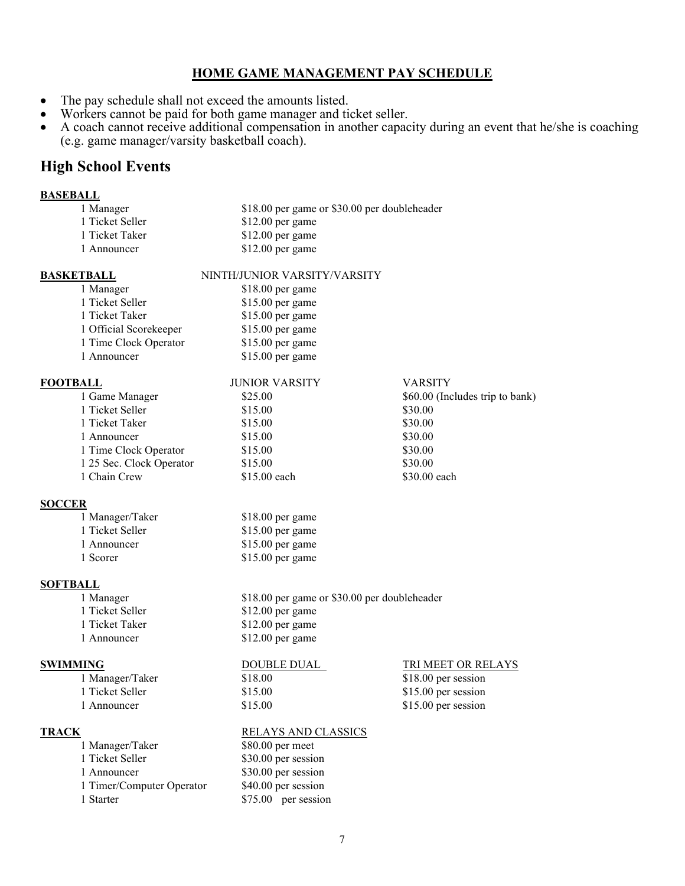## HOME GAME MANAGEMENT PAY SCHEDULE

- The pay schedule shall not exceed the amounts listed.
- Workers cannot be paid for both game manager and ticket seller.
- A coach cannot receive additional compensation in another capacity during an event that he/she is coaching (e.g. game manager/varsity basketball coach).

# High School Events

**BASEBALL**

| | |
|---|---|
| 1 Manager | $18.00 per game or $30.00 per doubleheader |
| 1 Ticket Seller | $12.00 per game |
| 1 Ticket Taker | $12.00 per game |
| 1 Announcer | $12.00 per game |

**BASKETBALL**

| | NINTH/JUNIOR VARSITY/VARSITY |
|---|---|
| 1 Manager | $18.00 per game |
| 1 Ticket Seller | $15.00 per game |
| 1 Ticket Taker | $15.00 per game |
| 1 Official Scorekeeper | $15.00 per game |
| 1 Time Clock Operator | $15.00 per game |
| 1 Announcer | $15.00 per game |

**FOOTBALL**

| | JUNIOR VARSITY | VARSITY |
|---|---|---|
| 1 Game Manager | $25.00 | $60.00 (Includes trip to bank) |
| 1 Ticket Seller | $15.00 | $30.00 |
| 1 Ticket Taker | $15.00 | $30.00 |
| 1 Announcer | $15.00 | $30.00 |
| 1 Time Clock Operator | $15.00 | $30.00 |
| 1 25 Sec. Clock Operator | $15.00 | $30.00 |
| 1 Chain Crew | $15.00 each | $30.00 each |

**SOCCER**

| | |
|---|---|
| 1 Manager/Taker | $18.00 per game |
| 1 Ticket Seller | $15.00 per game |
| 1 Announcer | $15.00 per game |
| 1 Scorer | $15.00 per game |

**SOFTBALL**

| | |
|---|---|
| 1 Manager | $18.00 per game or $30.00 per doubleheader |
| 1 Ticket Seller | $12.00 per game |
| 1 Ticket Taker | $12.00 per game |
| 1 Announcer | $12.00 per game |

**SWIMMING**

| | DOUBLE DUAL | TRI MEET OR RELAYS |
|---|---|---|
| 1 Manager/Taker | $18.00 | $18.00 per session |
| 1 Ticket Seller | $15.00 | $15.00 per session |
| 1 Announcer | $15.00 | $15.00 per session |

**TRACK**

| | RELAYS AND CLASSICS |
|---|---|
| 1 Manager/Taker | $80.00 per meet |
| 1 Ticket Seller | $30.00 per session |
| 1 Announcer | $30.00 per session |
| 1 Timer/Computer Operator | $40.00 per session |
| 1 Starter | $75.00 per session |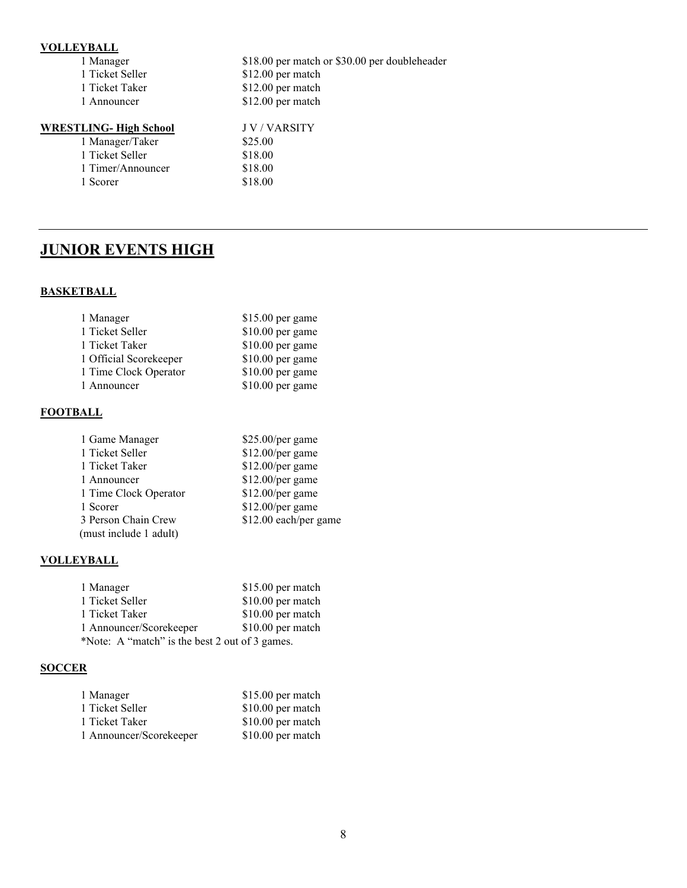**VOLLEYBALL**

| | |
|---|---|
| 1 Manager | $18.00 per match or $30.00 per doubleheader |
| 1 Ticket Seller | $12.00 per match |
| 1 Ticket Taker | $12.00 per match |
| 1 Announcer | $12.00 per match |

**WRESTLING- High School**

| | J V / VARSITY |
|---|---|
| 1 Manager/Taker | $25.00 |
| 1 Ticket Seller | $18.00 |
| 1 Timer/Announcer | $18.00 |
| 1 Scorer | $18.00 |

---

# JUNIOR EVENTS HIGH

**BASKETBALL**

| | |
|---|---|
| 1 Manager | $15.00 per game |
| 1 Ticket Seller | $10.00 per game |
| 1 Ticket Taker | $10.00 per game |
| 1 Official Scorekeeper | $10.00 per game |
| 1 Time Clock Operator | $10.00 per game |
| 1 Announcer | $10.00 per game |

**FOOTBALL**

| | |
|---|---|
| 1 Game Manager | $25.00/per game |
| 1 Ticket Seller | $12.00/per game |
| 1 Ticket Taker | $12.00/per game |
| 1 Announcer | $12.00/per game |
| 1 Time Clock Operator | $12.00/per game |
| 1 Scorer | $12.00/per game |
| 3 Person Chain Crew (must include 1 adult) | $12.00 each/per game |

**VOLLEYBALL**

| | |
|---|---|
| 1 Manager | $15.00 per match |
| 1 Ticket Seller | $10.00 per match |
| 1 Ticket Taker | $10.00 per match |
| 1 Announcer/Scorekeeper | $10.00 per match |

*Note: A "match" is the best 2 out of 3 games.

**SOCCER**

| | |
|---|---|
| 1 Manager | $15.00 per match |
| 1 Ticket Seller | $10.00 per match |
| 1 Ticket Taker | $10.00 per match |
| 1 Announcer/Scorekeeper | $10.00 per match |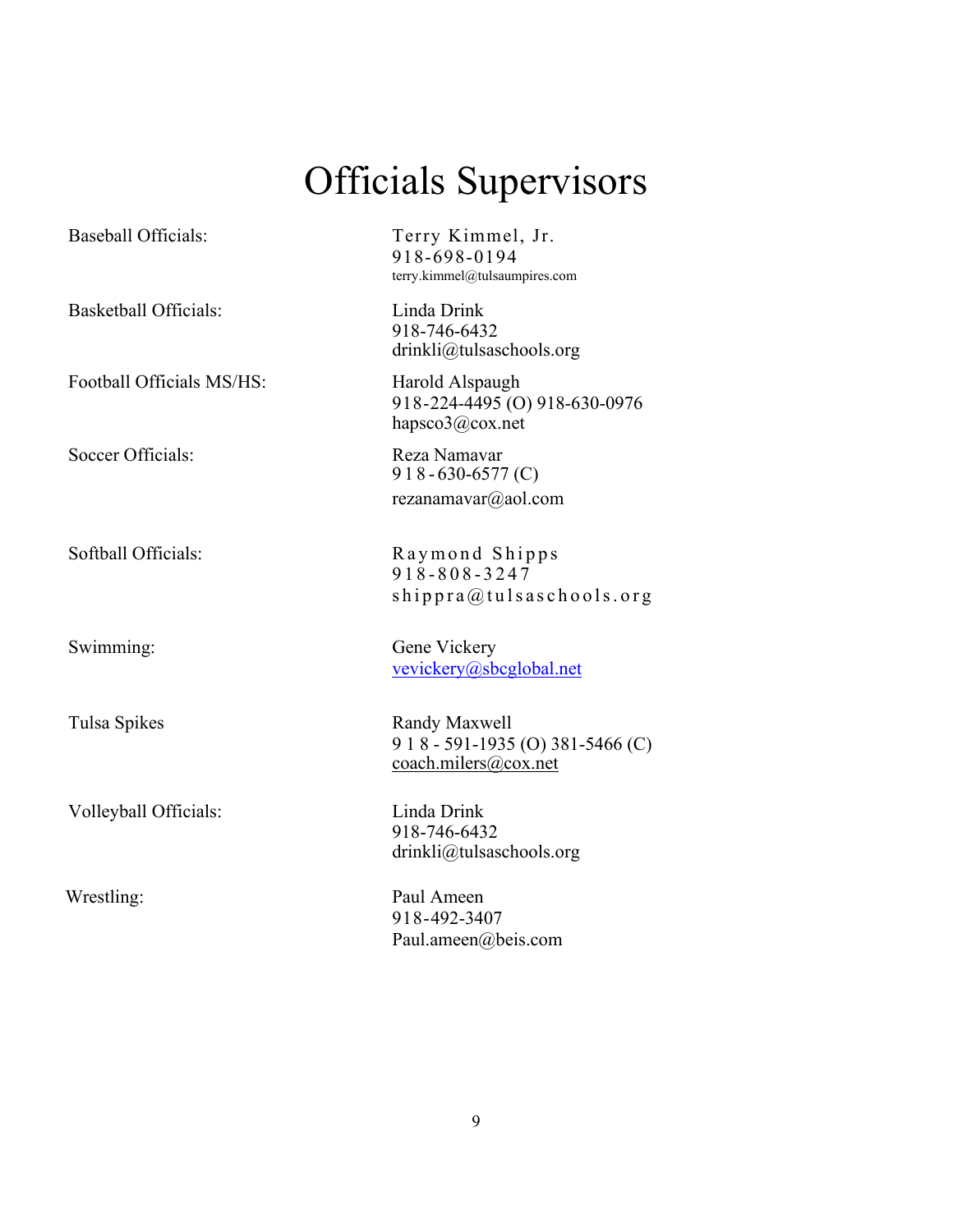# Officials Supervisors

| | |
|---|---|
| Baseball Officials: | Terry Kimmel, Jr.<br>918-698-0194<br>terry.kimmel@tulsaumpires.com |
| Basketball Officials: | Linda Drink<br>918-746-6432<br>drinkli@tulsaschools.org |
| Football Officials MS/HS: | Harold Alspaugh<br>918-224-4495 (O) 918-630-0976<br>hapsco3@cox.net |
| Soccer Officials: | Reza Namavar<br>918-630-6577 (C)<br>rezanamavar@aol.com |
| Softball Officials: | Raymond Shipps<br>918-808-3247<br>shippra@tulsaschools.org |
| Swimming: | Gene Vickery<br>vevickery@sbcglobal.net |
| Tulsa Spikes | Randy Maxwell<br>918-591-1935 (O) 381-5466 (C)<br>coach.milers@cox.net |
| Volleyball Officials: | Linda Drink<br>918-746-6432<br>drinkli@tulsaschools.org |
| Wrestling: | Paul Ameen<br>918-492-3407<br>Paul.ameen@beis.com |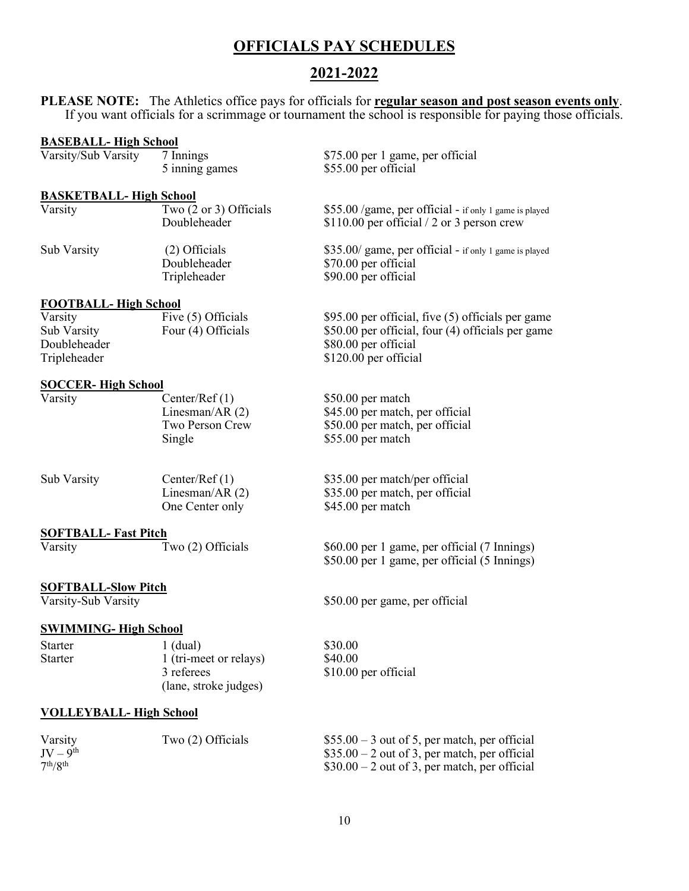# OFFICIALS PAY SCHEDULES

## 2021-2022

**PLEASE NOTE:** The Athletics office pays for officials for **regular season and post season events only**. If you want officials for a scrimmage or tournament the school is responsible for paying those officials.

### BASEBALL- High School

| | | |
|---|---|---|
| Varsity/Sub Varsity | 7 Innings | $75.00 per 1 game, per official |
| | 5 inning games | $55.00 per official |

### BASKETBALL- High School

| | | |
|---|---|---|
| Varsity | Two (2 or 3) Officials | $55.00 /game, per official - if only 1 game is played |
| | Doubleheader | $110.00 per official / 2 or 3 person crew |
| Sub Varsity | (2) Officials | $35.00/ game, per official - if only 1 game is played |
| | Doubleheader | $70.00 per official |
| | Tripleheader | $90.00 per official |

### FOOTBALL- High School

| | | |
|---|---|---|
| Varsity | Five (5) Officials | $95.00 per official, five (5) officials per game |
| Sub Varsity | Four (4) Officials | $50.00 per official, four (4) officials per game |
| Doubleheader | | $80.00 per official |
| Tripleheader | | $120.00 per official |

### SOCCER- High School

| | | |
|---|---|---|
| Varsity | Center/Ref (1) | $50.00 per match |
| | Linesman/AR (2) | $45.00 per match, per official |
| | Two Person Crew | $50.00 per match, per official |
| | Single | $55.00 per match |
| Sub Varsity | Center/Ref (1) | $35.00 per match/per official |
| | Linesman/AR (2) | $35.00 per match, per official |
| | One Center only | $45.00 per match |

### SOFTBALL- Fast Pitch

| | | |
|---|---|---|
| Varsity | Two (2) Officials | $60.00 per 1 game, per official (7 Innings) |
| | | $50.00 per 1 game, per official (5 Innings) |

### SOFTBALL-Slow Pitch

| | | |
|---|---|---|
| Varsity-Sub Varsity | | $50.00 per game, per official |

### SWIMMING- High School

| | | |
|---|---|---|
| Starter | 1 (dual) | $30.00 |
| Starter | 1 (tri-meet or relays) | $40.00 |
| | 3 referees (lane, stroke judges) | $10.00 per official |

### VOLLEYBALL- High School

| | | |
|---|---|---|
| Varsity | Two (2) Officials | $55.00 – 3 out of 5, per match, per official |
| JV – 9th | | $35.00 – 2 out of 3, per match, per official |
| 7th/8th | | $30.00 – 2 out of 3, per match, per official |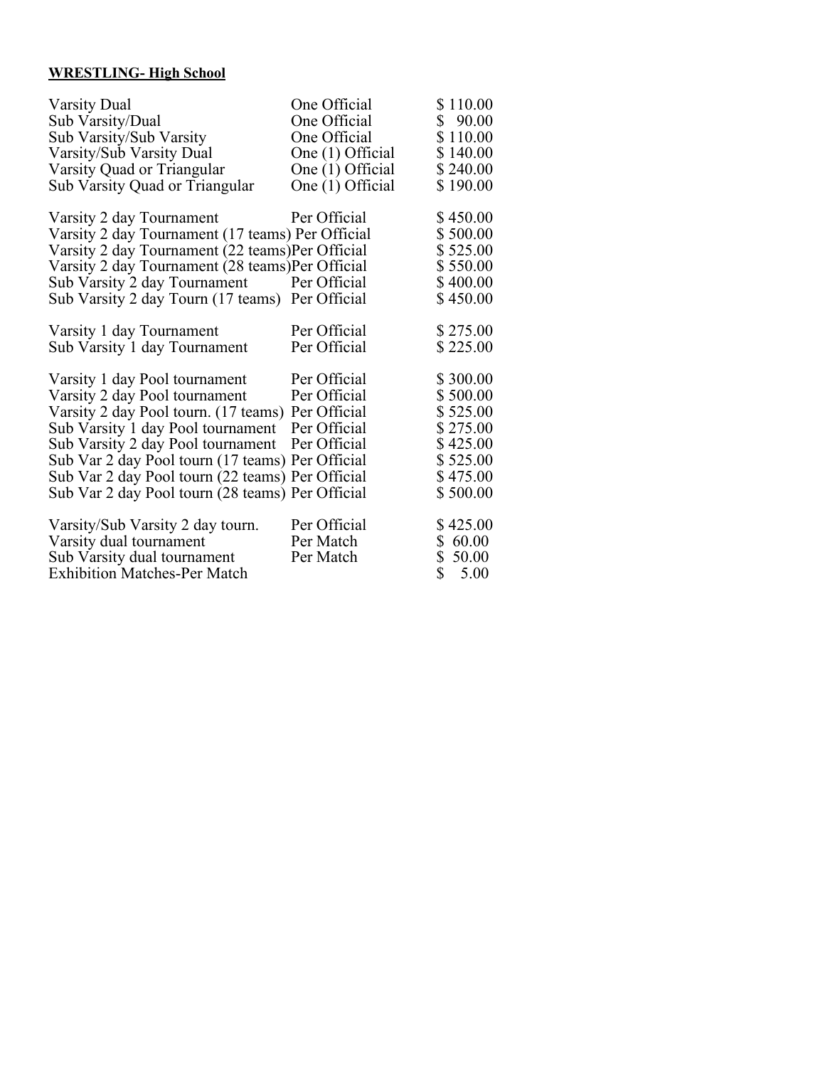**WRESTLING- High School**

| | | |
|---|---|---|
| Varsity Dual | One Official | $ 110.00 |
| Sub Varsity/Dual | One Official | $ 90.00 |
| Sub Varsity/Sub Varsity | One Official | $ 110.00 |
| Varsity/Sub Varsity Dual | One (1) Official | $ 140.00 |
| Varsity Quad or Triangular | One (1) Official | $ 240.00 |
| Sub Varsity Quad or Triangular | One (1) Official | $ 190.00 |
| | | |
| Varsity 2 day Tournament | Per Official | $ 450.00 |
| Varsity 2 day Tournament (17 teams) | Per Official | $ 500.00 |
| Varsity 2 day Tournament (22 teams) | Per Official | $ 525.00 |
| Varsity 2 day Tournament (28 teams) | Per Official | $ 550.00 |
| Sub Varsity 2 day Tournament | Per Official | $ 400.00 |
| Sub Varsity 2 day Tourn (17 teams) | Per Official | $ 450.00 |
| | | |
| Varsity 1 day Tournament | Per Official | $ 275.00 |
| Sub Varsity 1 day Tournament | Per Official | $ 225.00 |
| | | |
| Varsity 1 day Pool tournament | Per Official | $ 300.00 |
| Varsity 2 day Pool tournament | Per Official | $ 500.00 |
| Varsity 2 day Pool tourn. (17 teams) | Per Official | $ 525.00 |
| Sub Varsity 1 day Pool tournament | Per Official | $ 275.00 |
| Sub Varsity 2 day Pool tournament | Per Official | $ 425.00 |
| Sub Var 2 day Pool tourn (17 teams) | Per Official | $ 525.00 |
| Sub Var 2 day Pool tourn (22 teams) | Per Official | $ 475.00 |
| Sub Var 2 day Pool tourn (28 teams) | Per Official | $ 500.00 |
| | | |
| Varsity/Sub Varsity 2 day tourn. | Per Official | $ 425.00 |
| Varsity dual tournament | Per Match | $ 60.00 |
| Sub Varsity dual tournament | Per Match | $ 50.00 |
| Exhibition Matches-Per Match | | $ 5.00 |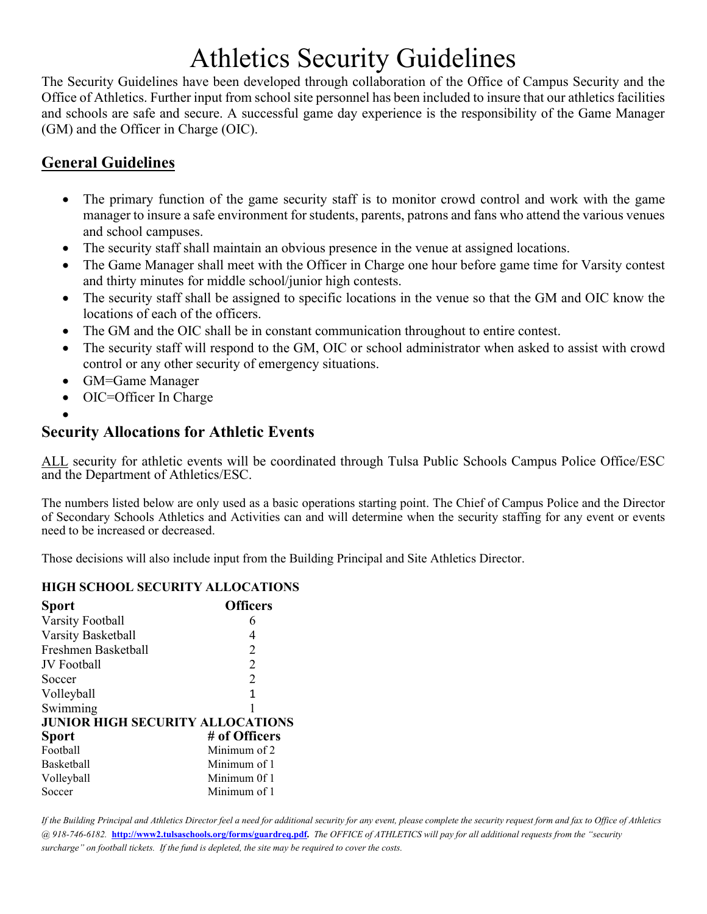# Athletics Security Guidelines

The Security Guidelines have been developed through collaboration of the Office of Campus Security and the Office of Athletics. Further input from school site personnel has been included to insure that our athletics facilities and schools are safe and secure. A successful game day experience is the responsibility of the Game Manager (GM) and the Officer in Charge (OIC).

## General Guidelines

- The primary function of the game security staff is to monitor crowd control and work with the game manager to insure a safe environment for students, parents, patrons and fans who attend the various venues and school campuses.
- The security staff shall maintain an obvious presence in the venue at assigned locations.
- The Game Manager shall meet with the Officer in Charge one hour before game time for Varsity contest and thirty minutes for middle school/junior high contests.
- The security staff shall be assigned to specific locations in the venue so that the GM and OIC know the locations of each of the officers.
- The GM and the OIC shall be in constant communication throughout to entire contest.
- The security staff will respond to the GM, OIC or school administrator when asked to assist with crowd control or any other security of emergency situations.
- GM=Game Manager
- OIC=Officer In Charge

## Security Allocations for Athletic Events

ALL security for athletic events will be coordinated through Tulsa Public Schools Campus Police Office/ESC and the Department of Athletics/ESC.

The numbers listed below are only used as a basic operations starting point. The Chief of Campus Police and the Director of Secondary Schools Athletics and Activities can and will determine when the security staffing for any event or events need to be increased or decreased.

Those decisions will also include input from the Building Principal and Site Athletics Director.

**HIGH SCHOOL SECURITY ALLOCATIONS**

| Sport | Officers |
|---|---|
| Varsity Football | 6 |
| Varsity Basketball | 4 |
| Freshmen Basketball | 2 |
| JV Football | 2 |
| Soccer | 2 |
| Volleyball | 1 |
| Swimming | 1 |

**JUNIOR HIGH SECURITY ALLOCATIONS**

| Sport | # of Officers |
|---|---|
| Football | Minimum of 2 |
| Basketball | Minimum of 1 |
| Volleyball | Minimum 0f 1 |
| Soccer | Minimum of 1 |

*If the Building Principal and Athletics Director feel a need for additional security for any event, please complete the security request form and fax to Office of Athletics @ 918-746-6182.* **http://www2.tulsaschools.org/forms/guardreq.pdf.** *The OFFICE of ATHLETICS will pay for all additional requests from the "security surcharge" on football tickets. If the fund is depleted, the site may be required to cover the costs.*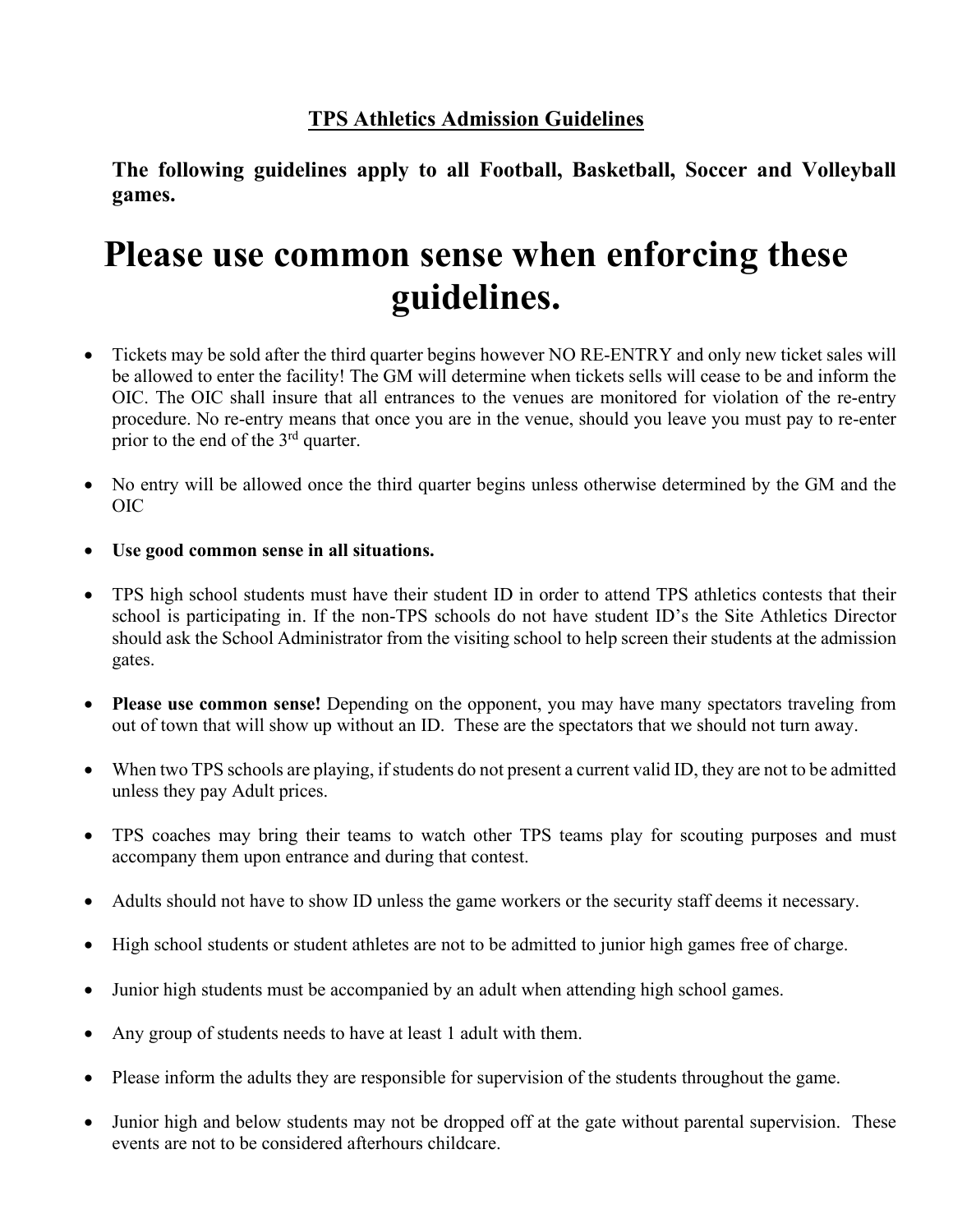## TPS Athletics Admission Guidelines

**The following guidelines apply to all Football, Basketball, Soccer and Volleyball games.**

# Please use common sense when enforcing these guidelines.

- Tickets may be sold after the third quarter begins however NO RE-ENTRY and only new ticket sales will be allowed to enter the facility! The GM will determine when tickets sells will cease to be and inform the OIC. The OIC shall insure that all entrances to the venues are monitored for violation of the re-entry procedure. No re-entry means that once you are in the venue, should you leave you must pay to re-enter prior to the end of the 3rd quarter.
- No entry will be allowed once the third quarter begins unless otherwise determined by the GM and the OIC
- **Use good common sense in all situations.**
- TPS high school students must have their student ID in order to attend TPS athletics contests that their school is participating in. If the non-TPS schools do not have student ID's the Site Athletics Director should ask the School Administrator from the visiting school to help screen their students at the admission gates.
- **Please use common sense!** Depending on the opponent, you may have many spectators traveling from out of town that will show up without an ID. These are the spectators that we should not turn away.
- When two TPS schools are playing, if students do not present a current valid ID, they are not to be admitted unless they pay Adult prices.
- TPS coaches may bring their teams to watch other TPS teams play for scouting purposes and must accompany them upon entrance and during that contest.
- Adults should not have to show ID unless the game workers or the security staff deems it necessary.
- High school students or student athletes are not to be admitted to junior high games free of charge.
- Junior high students must be accompanied by an adult when attending high school games.
- Any group of students needs to have at least 1 adult with them.
- Please inform the adults they are responsible for supervision of the students throughout the game.
- Junior high and below students may not be dropped off at the gate without parental supervision. These events are not to be considered afterhours childcare.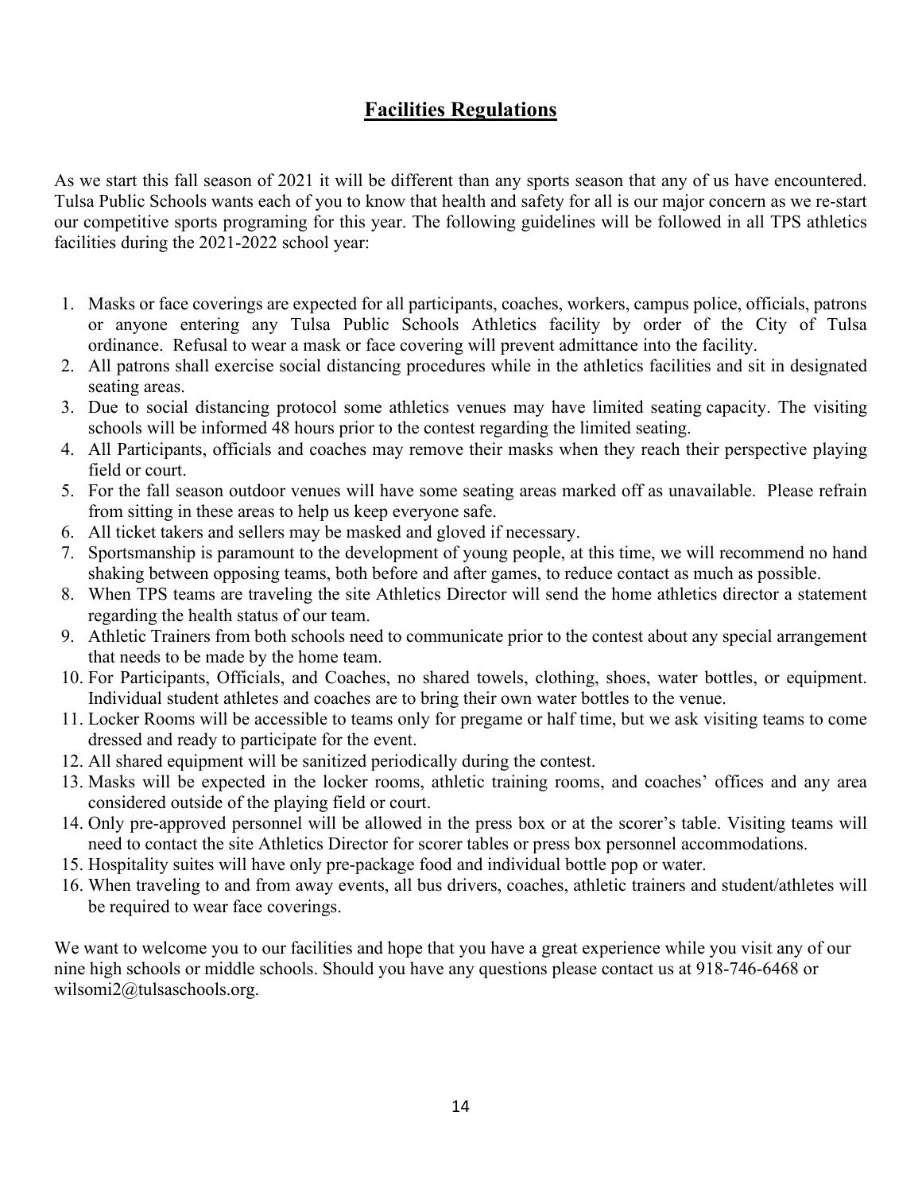# Facilities Regulations

As we start this fall season of 2021 it will be different than any sports season that any of us have encountered. Tulsa Public Schools wants each of you to know that health and safety for all is our major concern as we re-start our competitive sports programing for this year. The following guidelines will be followed in all TPS athletics facilities during the 2021-2022 school year:

1. Masks or face coverings are expected for all participants, coaches, workers, campus police, officials, patrons or anyone entering any Tulsa Public Schools Athletics facility by order of the City of Tulsa ordinance. Refusal to wear a mask or face covering will prevent admittance into the facility.
2. All patrons shall exercise social distancing procedures while in the athletics facilities and sit in designated seating areas.
3. Due to social distancing protocol some athletics venues may have limited seating capacity. The visiting schools will be informed 48 hours prior to the contest regarding the limited seating.
4. All Participants, officials and coaches may remove their masks when they reach their perspective playing field or court.
5. For the fall season outdoor venues will have some seating areas marked off as unavailable. Please refrain from sitting in these areas to help us keep everyone safe.
6. All ticket takers and sellers may be masked and gloved if necessary.
7. Sportsmanship is paramount to the development of young people, at this time, we will recommend no hand shaking between opposing teams, both before and after games, to reduce contact as much as possible.
8. When TPS teams are traveling the site Athletics Director will send the home athletics director a statement regarding the health status of our team.
9. Athletic Trainers from both schools need to communicate prior to the contest about any special arrangement that needs to be made by the home team.
10. For Participants, Officials, and Coaches, no shared towels, clothing, shoes, water bottles, or equipment. Individual student athletes and coaches are to bring their own water bottles to the venue.
11. Locker Rooms will be accessible to teams only for pregame or half time, but we ask visiting teams to come dressed and ready to participate for the event.
12. All shared equipment will be sanitized periodically during the contest.
13. Masks will be expected in the locker rooms, athletic training rooms, and coaches' offices and any area considered outside of the playing field or court.
14. Only pre-approved personnel will be allowed in the press box or at the scorer's table. Visiting teams will need to contact the site Athletics Director for scorer tables or press box personnel accommodations.
15. Hospitality suites will have only pre-package food and individual bottle pop or water.
16. When traveling to and from away events, all bus drivers, coaches, athletic trainers and student/athletes will be required to wear face coverings.

We want to welcome you to our facilities and hope that you have a great experience while you visit any of our nine high schools or middle schools. Should you have any questions please contact us at 918-746-6468 or wilsomi2@tulsaschools.org.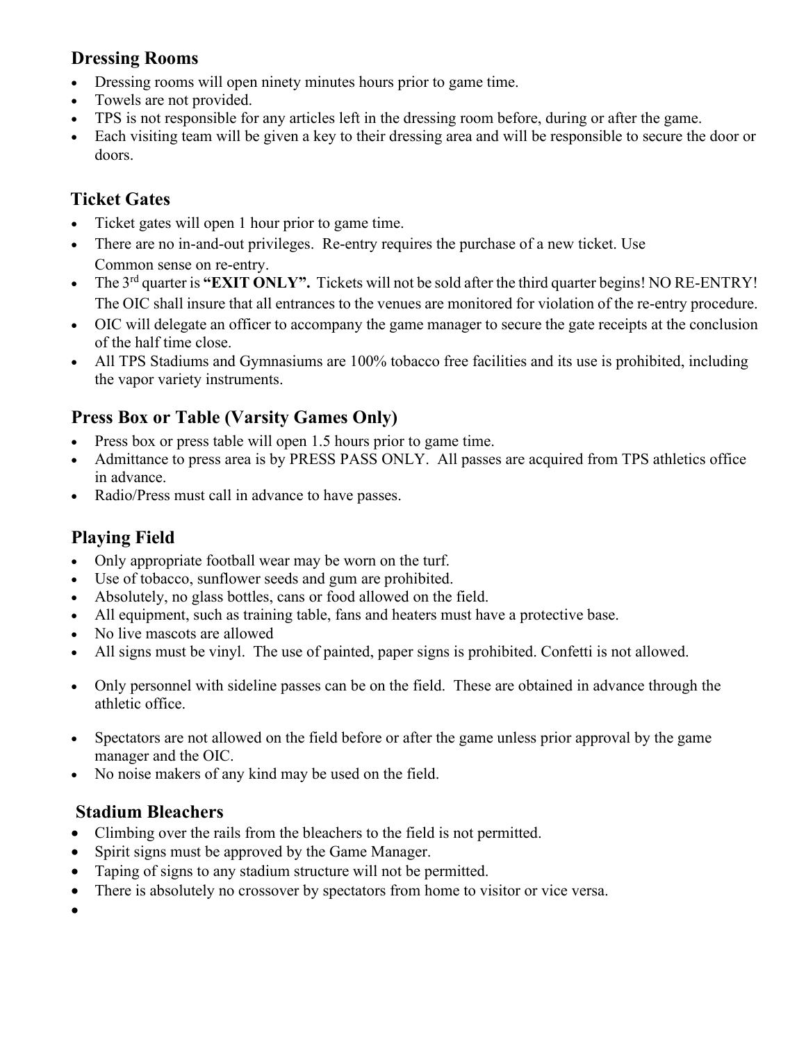## Dressing Rooms

- Dressing rooms will open ninety minutes hours prior to game time.
- Towels are not provided.
- TPS is not responsible for any articles left in the dressing room before, during or after the game.
- Each visiting team will be given a key to their dressing area and will be responsible to secure the door or doors.

## Ticket Gates

- Ticket gates will open 1 hour prior to game time.
- There are no in-and-out privileges. Re-entry requires the purchase of a new ticket. Use Common sense on re-entry.
- The 3rd quarter is **"EXIT ONLY".** Tickets will not be sold after the third quarter begins! NO RE-ENTRY! The OIC shall insure that all entrances to the venues are monitored for violation of the re-entry procedure.
- OIC will delegate an officer to accompany the game manager to secure the gate receipts at the conclusion of the half time close.
- All TPS Stadiums and Gymnasiums are 100% tobacco free facilities and its use is prohibited, including the vapor variety instruments.

## Press Box or Table (Varsity Games Only)

- Press box or press table will open 1.5 hours prior to game time.
- Admittance to press area is by PRESS PASS ONLY. All passes are acquired from TPS athletics office in advance.
- Radio/Press must call in advance to have passes.

## Playing Field

- Only appropriate football wear may be worn on the turf.
- Use of tobacco, sunflower seeds and gum are prohibited.
- Absolutely, no glass bottles, cans or food allowed on the field.
- All equipment, such as training table, fans and heaters must have a protective base.
- No live mascots are allowed
- All signs must be vinyl. The use of painted, paper signs is prohibited. Confetti is not allowed.
- Only personnel with sideline passes can be on the field. These are obtained in advance through the athletic office.
- Spectators are not allowed on the field before or after the game unless prior approval by the game manager and the OIC.
- No noise makers of any kind may be used on the field.

## Stadium Bleachers

- Climbing over the rails from the bleachers to the field is not permitted.
- Spirit signs must be approved by the Game Manager.
- Taping of signs to any stadium structure will not be permitted.
- There is absolutely no crossover by spectators from home to visitor or vice versa.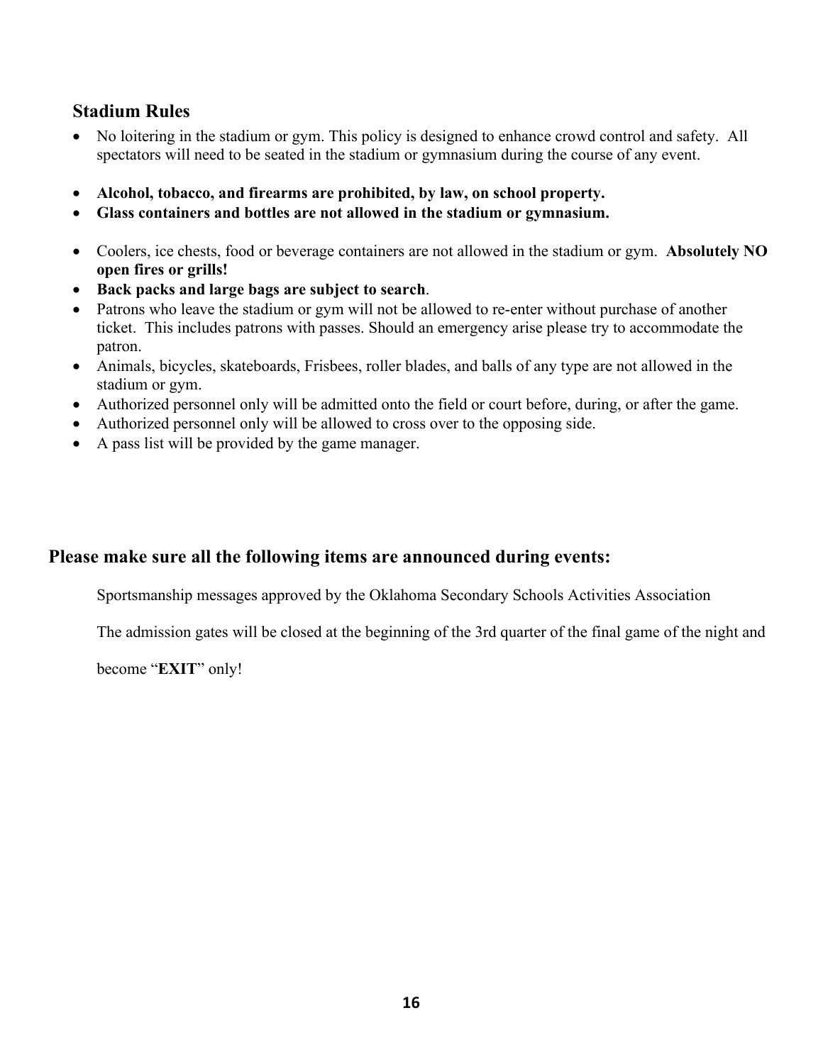## Stadium Rules

- No loitering in the stadium or gym. This policy is designed to enhance crowd control and safety. All spectators will need to be seated in the stadium or gymnasium during the course of any event.
- **Alcohol, tobacco, and firearms are prohibited, by law, on school property.**
- **Glass containers and bottles are not allowed in the stadium or gymnasium.**
- Coolers, ice chests, food or beverage containers are not allowed in the stadium or gym. **Absolutely NO open fires or grills!**
- **Back packs and large bags are subject to search**.
- Patrons who leave the stadium or gym will not be allowed to re-enter without purchase of another ticket. This includes patrons with passes. Should an emergency arise please try to accommodate the patron.
- Animals, bicycles, skateboards, Frisbees, roller blades, and balls of any type are not allowed in the stadium or gym.
- Authorized personnel only will be admitted onto the field or court before, during, or after the game.
- Authorized personnel only will be allowed to cross over to the opposing side.
- A pass list will be provided by the game manager.

## Please make sure all the following items are announced during events:

Sportsmanship messages approved by the Oklahoma Secondary Schools Activities Association

The admission gates will be closed at the beginning of the 3rd quarter of the final game of the night and become "**EXIT**" only!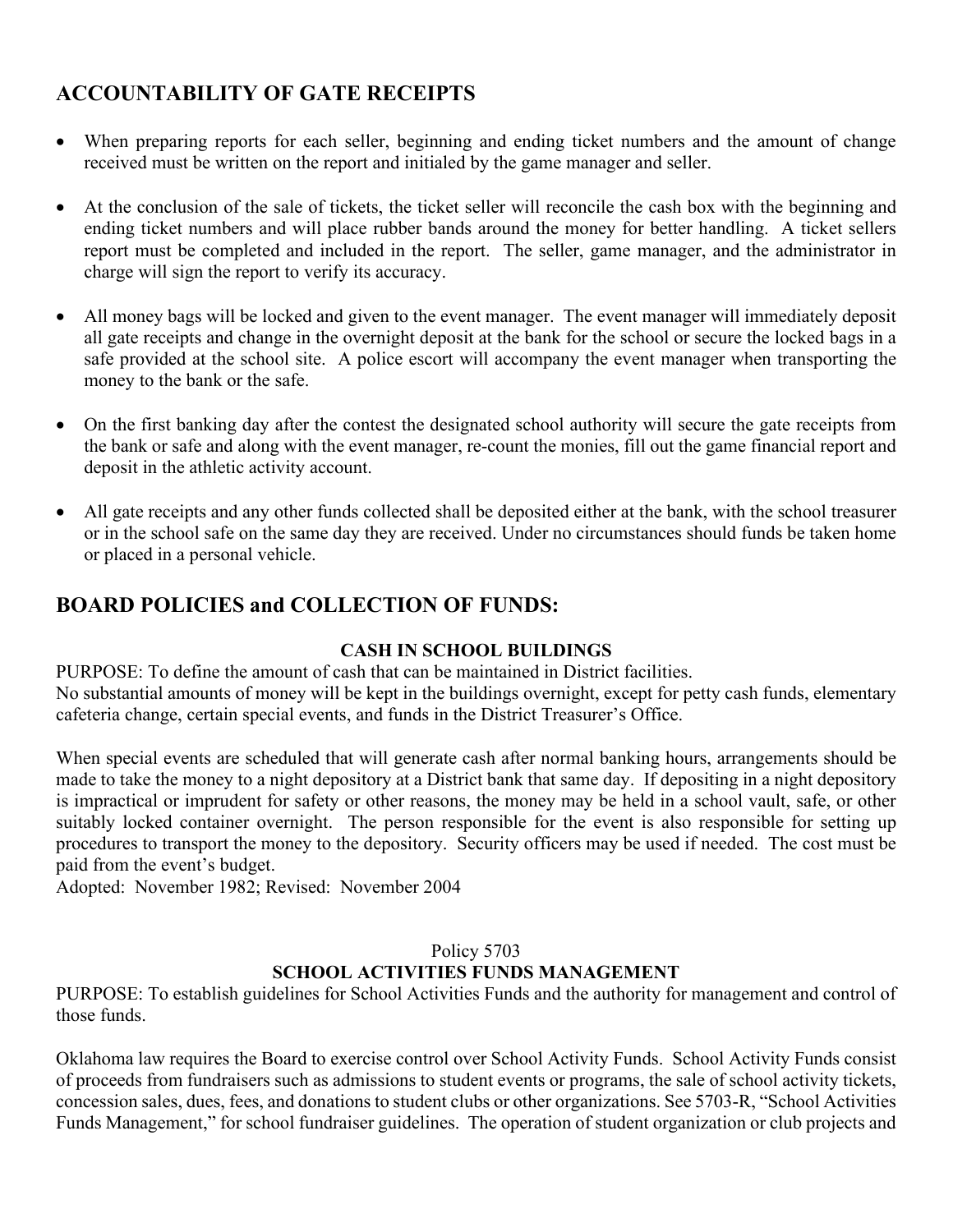## ACCOUNTABILITY OF GATE RECEIPTS

- When preparing reports for each seller, beginning and ending ticket numbers and the amount of change received must be written on the report and initialed by the game manager and seller.

- At the conclusion of the sale of tickets, the ticket seller will reconcile the cash box with the beginning and ending ticket numbers and will place rubber bands around the money for better handling. A ticket sellers report must be completed and included in the report. The seller, game manager, and the administrator in charge will sign the report to verify its accuracy.

- All money bags will be locked and given to the event manager. The event manager will immediately deposit all gate receipts and change in the overnight deposit at the bank for the school or secure the locked bags in a safe provided at the school site. A police escort will accompany the event manager when transporting the money to the bank or the safe.

- On the first banking day after the contest the designated school authority will secure the gate receipts from the bank or safe and along with the event manager, re-count the monies, fill out the game financial report and deposit in the athletic activity account.

- All gate receipts and any other funds collected shall be deposited either at the bank, with the school treasurer or in the school safe on the same day they are received. Under no circumstances should funds be taken home or placed in a personal vehicle.

## BOARD POLICIES and COLLECTION OF FUNDS:

**CASH IN SCHOOL BUILDINGS**

PURPOSE: To define the amount of cash that can be maintained in District facilities.
No substantial amounts of money will be kept in the buildings overnight, except for petty cash funds, elementary cafeteria change, certain special events, and funds in the District Treasurer's Office.

When special events are scheduled that will generate cash after normal banking hours, arrangements should be made to take the money to a night depository at a District bank that same day. If depositing in a night depository is impractical or imprudent for safety or other reasons, the money may be held in a school vault, safe, or other suitably locked container overnight. The person responsible for the event is also responsible for setting up procedures to transport the money to the depository. Security officers may be used if needed. The cost must be paid from the event's budget.
Adopted: November 1982; Revised: November 2004

Policy 5703

**SCHOOL ACTIVITIES FUNDS MANAGEMENT**

PURPOSE: To establish guidelines for School Activities Funds and the authority for management and control of those funds.

Oklahoma law requires the Board to exercise control over School Activity Funds. School Activity Funds consist of proceeds from fundraisers such as admissions to student events or programs, the sale of school activity tickets, concession sales, dues, fees, and donations to student clubs or other organizations. See 5703-R, "School Activities Funds Management," for school fundraiser guidelines. The operation of student organization or club projects and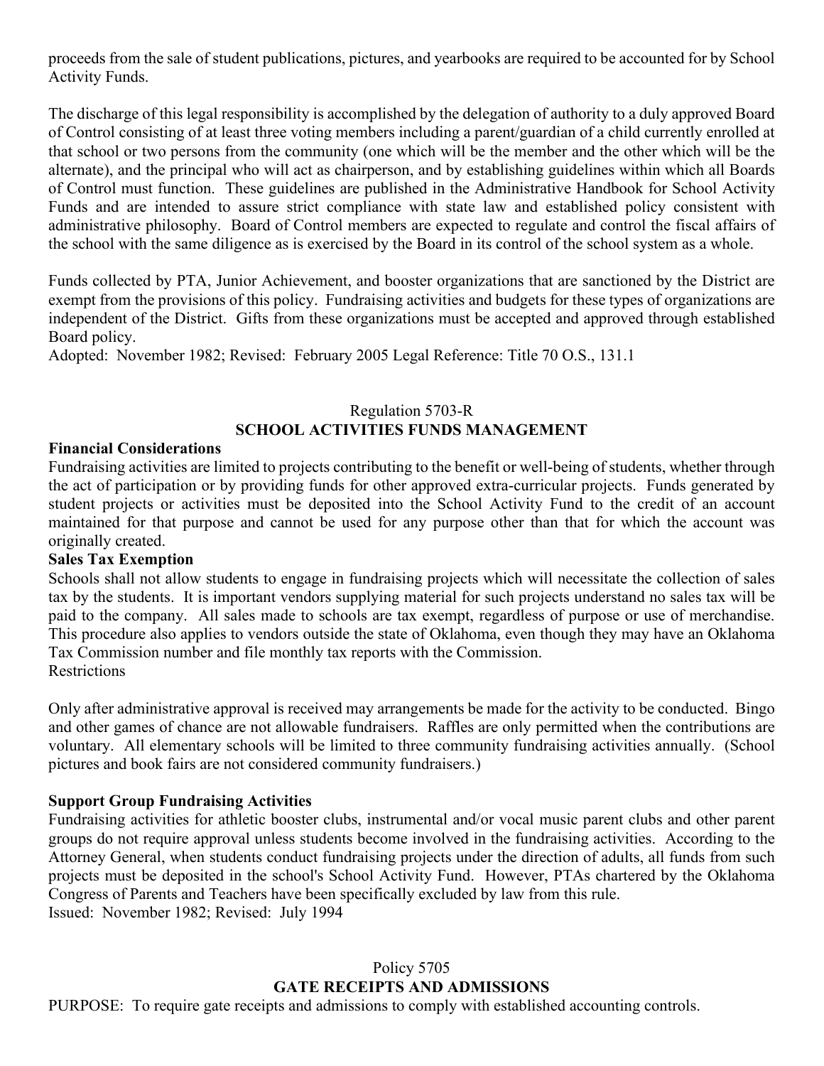proceeds from the sale of student publications, pictures, and yearbooks are required to be accounted for by School Activity Funds.

The discharge of this legal responsibility is accomplished by the delegation of authority to a duly approved Board of Control consisting of at least three voting members including a parent/guardian of a child currently enrolled at that school or two persons from the community (one which will be the member and the other which will be the alternate), and the principal who will act as chairperson, and by establishing guidelines within which all Boards of Control must function. These guidelines are published in the Administrative Handbook for School Activity Funds and are intended to assure strict compliance with state law and established policy consistent with administrative philosophy. Board of Control members are expected to regulate and control the fiscal affairs of the school with the same diligence as is exercised by the Board in its control of the school system as a whole.

Funds collected by PTA, Junior Achievement, and booster organizations that are sanctioned by the District are exempt from the provisions of this policy. Fundraising activities and budgets for these types of organizations are independent of the District. Gifts from these organizations must be accepted and approved through established Board policy.
Adopted: November 1982; Revised: February 2005 Legal Reference: Title 70 O.S., 131.1

Regulation 5703-R

## SCHOOL ACTIVITIES FUNDS MANAGEMENT

**Financial Considerations**

Fundraising activities are limited to projects contributing to the benefit or well-being of students, whether through the act of participation or by providing funds for other approved extra-curricular projects. Funds generated by student projects or activities must be deposited into the School Activity Fund to the credit of an account maintained for that purpose and cannot be used for any purpose other than that for which the account was originally created.

**Sales Tax Exemption**

Schools shall not allow students to engage in fundraising projects which will necessitate the collection of sales tax by the students. It is important vendors supplying material for such projects understand no sales tax will be paid to the company. All sales made to schools are tax exempt, regardless of purpose or use of merchandise. This procedure also applies to vendors outside the state of Oklahoma, even though they may have an Oklahoma Tax Commission number and file monthly tax reports with the Commission.

Restrictions

Only after administrative approval is received may arrangements be made for the activity to be conducted. Bingo and other games of chance are not allowable fundraisers. Raffles are only permitted when the contributions are voluntary. All elementary schools will be limited to three community fundraising activities annually. (School pictures and book fairs are not considered community fundraisers.)

**Support Group Fundraising Activities**

Fundraising activities for athletic booster clubs, instrumental and/or vocal music parent clubs and other parent groups do not require approval unless students become involved in the fundraising activities. According to the Attorney General, when students conduct fundraising projects under the direction of adults, all funds from such projects must be deposited in the school's School Activity Fund. However, PTAs chartered by the Oklahoma Congress of Parents and Teachers have been specifically excluded by law from this rule.
Issued: November 1982; Revised: July 1994

Policy 5705

## GATE RECEIPTS AND ADMISSIONS

PURPOSE: To require gate receipts and admissions to comply with established accounting controls.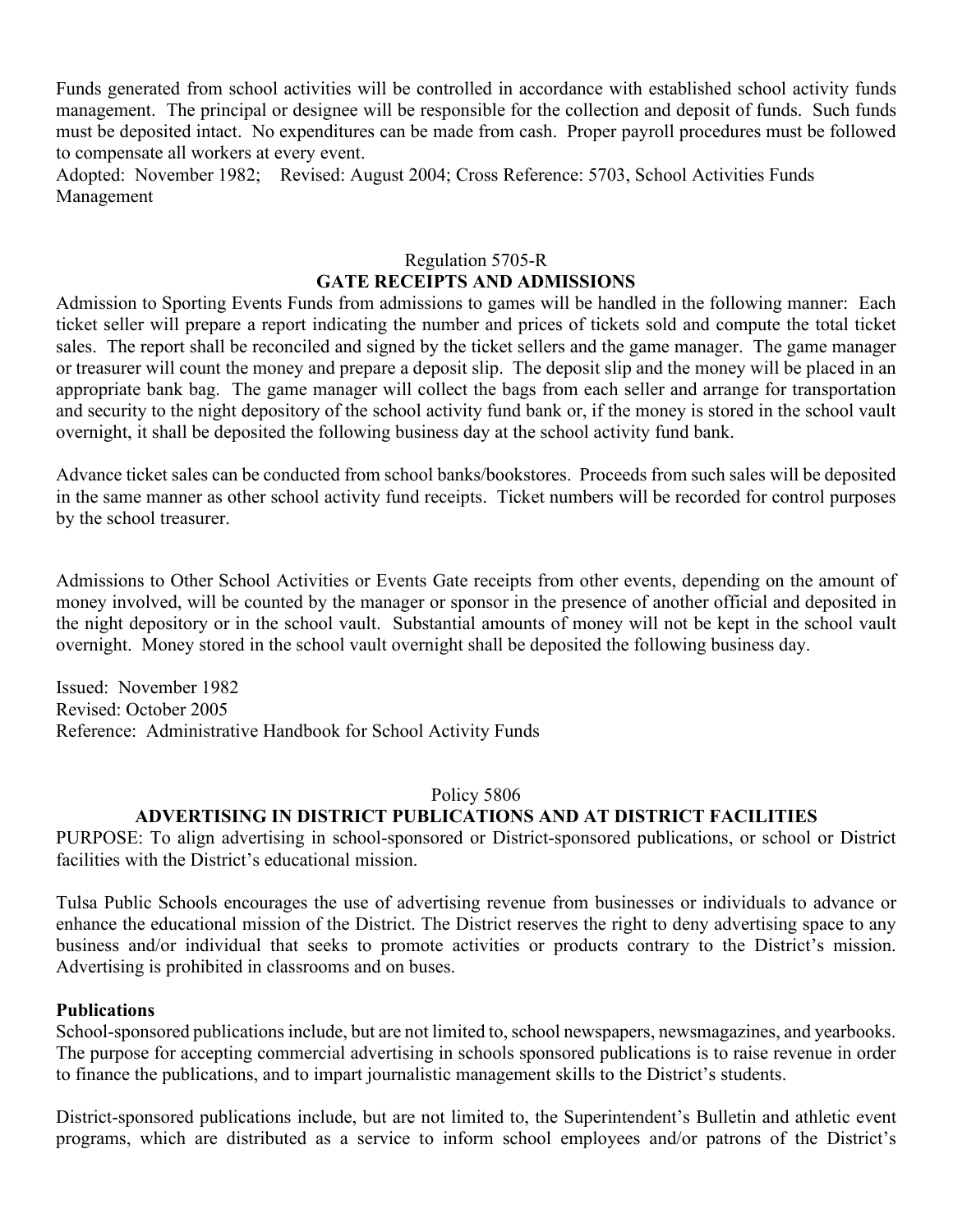Funds generated from school activities will be controlled in accordance with established school activity funds management. The principal or designee will be responsible for the collection and deposit of funds. Such funds must be deposited intact. No expenditures can be made from cash. Proper payroll procedures must be followed to compensate all workers at every event.

Adopted: November 1982; Revised: August 2004; Cross Reference: 5703, School Activities Funds Management

Regulation 5705-R

## GATE RECEIPTS AND ADMISSIONS

Admission to Sporting Events Funds from admissions to games will be handled in the following manner: Each ticket seller will prepare a report indicating the number and prices of tickets sold and compute the total ticket sales. The report shall be reconciled and signed by the ticket sellers and the game manager. The game manager or treasurer will count the money and prepare a deposit slip. The deposit slip and the money will be placed in an appropriate bank bag. The game manager will collect the bags from each seller and arrange for transportation and security to the night depository of the school activity fund bank or, if the money is stored in the school vault overnight, it shall be deposited the following business day at the school activity fund bank.

Advance ticket sales can be conducted from school banks/bookstores. Proceeds from such sales will be deposited in the same manner as other school activity fund receipts. Ticket numbers will be recorded for control purposes by the school treasurer.

Admissions to Other School Activities or Events Gate receipts from other events, depending on the amount of money involved, will be counted by the manager or sponsor in the presence of another official and deposited in the night depository or in the school vault. Substantial amounts of money will not be kept in the school vault overnight. Money stored in the school vault overnight shall be deposited the following business day.

Issued: November 1982
Revised: October 2005
Reference: Administrative Handbook for School Activity Funds

Policy 5806

## ADVERTISING IN DISTRICT PUBLICATIONS AND AT DISTRICT FACILITIES

PURPOSE: To align advertising in school-sponsored or District-sponsored publications, or school or District facilities with the District's educational mission.

Tulsa Public Schools encourages the use of advertising revenue from businesses or individuals to advance or enhance the educational mission of the District. The District reserves the right to deny advertising space to any business and/or individual that seeks to promote activities or products contrary to the District's mission. Advertising is prohibited in classrooms and on buses.

**Publications**

School-sponsored publications include, but are not limited to, school newspapers, newsmagazines, and yearbooks. The purpose for accepting commercial advertising in schools sponsored publications is to raise revenue in order to finance the publications, and to impart journalistic management skills to the District's students.

District-sponsored publications include, but are not limited to, the Superintendent's Bulletin and athletic event programs, which are distributed as a service to inform school employees and/or patrons of the District's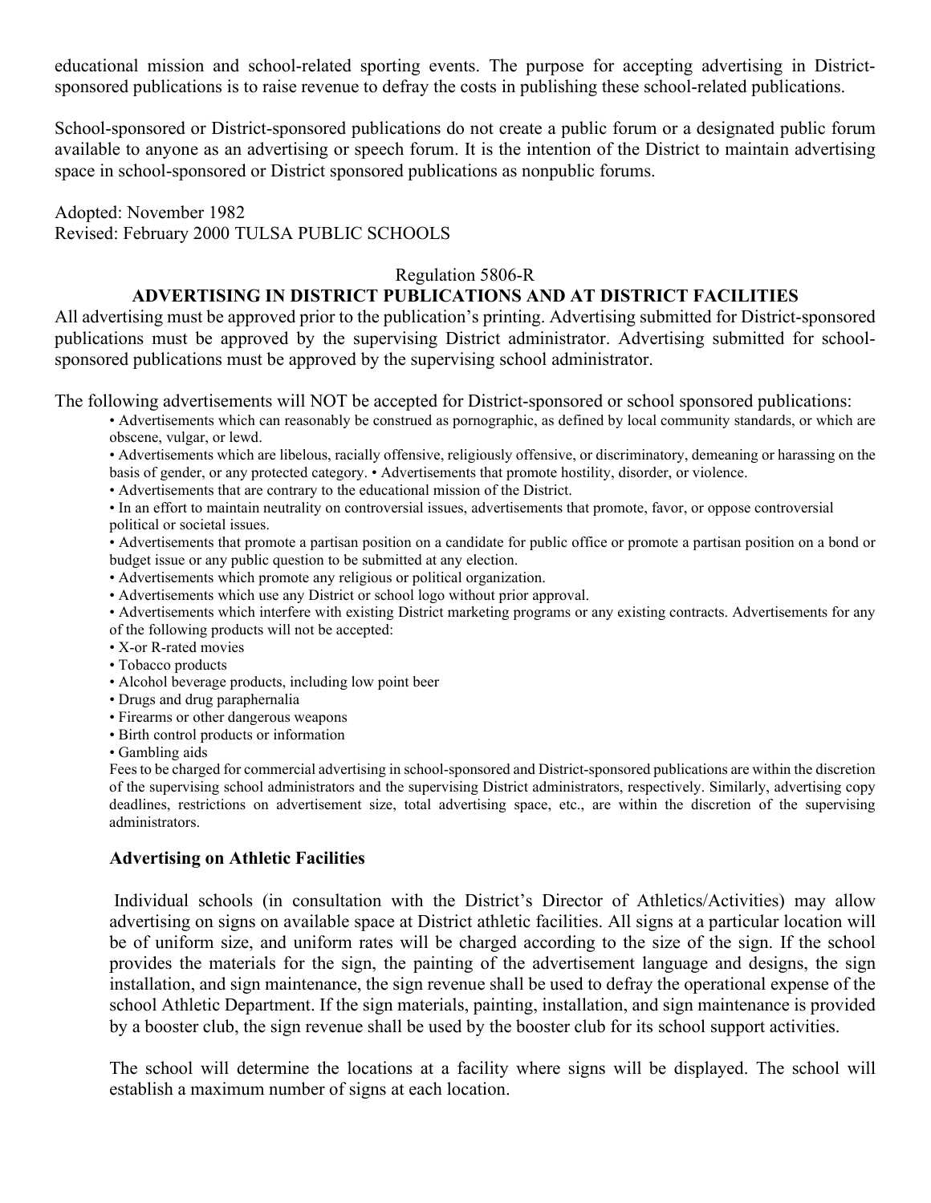educational mission and school-related sporting events. The purpose for accepting advertising in District-sponsored publications is to raise revenue to defray the costs in publishing these school-related publications.

School-sponsored or District-sponsored publications do not create a public forum or a designated public forum available to anyone as an advertising or speech forum. It is the intention of the District to maintain advertising space in school-sponsored or District sponsored publications as nonpublic forums.

Adopted: November 1982
Revised: February 2000 TULSA PUBLIC SCHOOLS

Regulation 5806-R

## ADVERTISING IN DISTRICT PUBLICATIONS AND AT DISTRICT FACILITIES

All advertising must be approved prior to the publication's printing. Advertising submitted for District-sponsored publications must be approved by the supervising District administrator. Advertising submitted for school-sponsored publications must be approved by the supervising school administrator.

The following advertisements will NOT be accepted for District-sponsored or school sponsored publications:

- Advertisements which can reasonably be construed as pornographic, as defined by local community standards, or which are obscene, vulgar, or lewd.
- Advertisements which are libelous, racially offensive, religiously offensive, or discriminatory, demeaning or harassing on the basis of gender, or any protected category. • Advertisements that promote hostility, disorder, or violence.
- Advertisements that are contrary to the educational mission of the District.
- In an effort to maintain neutrality on controversial issues, advertisements that promote, favor, or oppose controversial political or societal issues.
- Advertisements that promote a partisan position on a candidate for public office or promote a partisan position on a bond or budget issue or any public question to be submitted at any election.
- Advertisements which promote any religious or political organization.
- Advertisements which use any District or school logo without prior approval.
- Advertisements which interfere with existing District marketing programs or any existing contracts. Advertisements for any of the following products will not be accepted:
- X-or R-rated movies
- Tobacco products
- Alcohol beverage products, including low point beer
- Drugs and drug paraphernalia
- Firearms or other dangerous weapons
- Birth control products or information
- Gambling aids

Fees to be charged for commercial advertising in school-sponsored and District-sponsored publications are within the discretion of the supervising school administrators and the supervising District administrators, respectively. Similarly, advertising copy deadlines, restrictions on advertisement size, total advertising space, etc., are within the discretion of the supervising administrators.

### Advertising on Athletic Facilities

Individual schools (in consultation with the District's Director of Athletics/Activities) may allow advertising on signs on available space at District athletic facilities. All signs at a particular location will be of uniform size, and uniform rates will be charged according to the size of the sign. If the school provides the materials for the sign, the painting of the advertisement language and designs, the sign installation, and sign maintenance, the sign revenue shall be used to defray the operational expense of the school Athletic Department. If the sign materials, painting, installation, and sign maintenance is provided by a booster club, the sign revenue shall be used by the booster club for its school support activities.

The school will determine the locations at a facility where signs will be displayed. The school will establish a maximum number of signs at each location.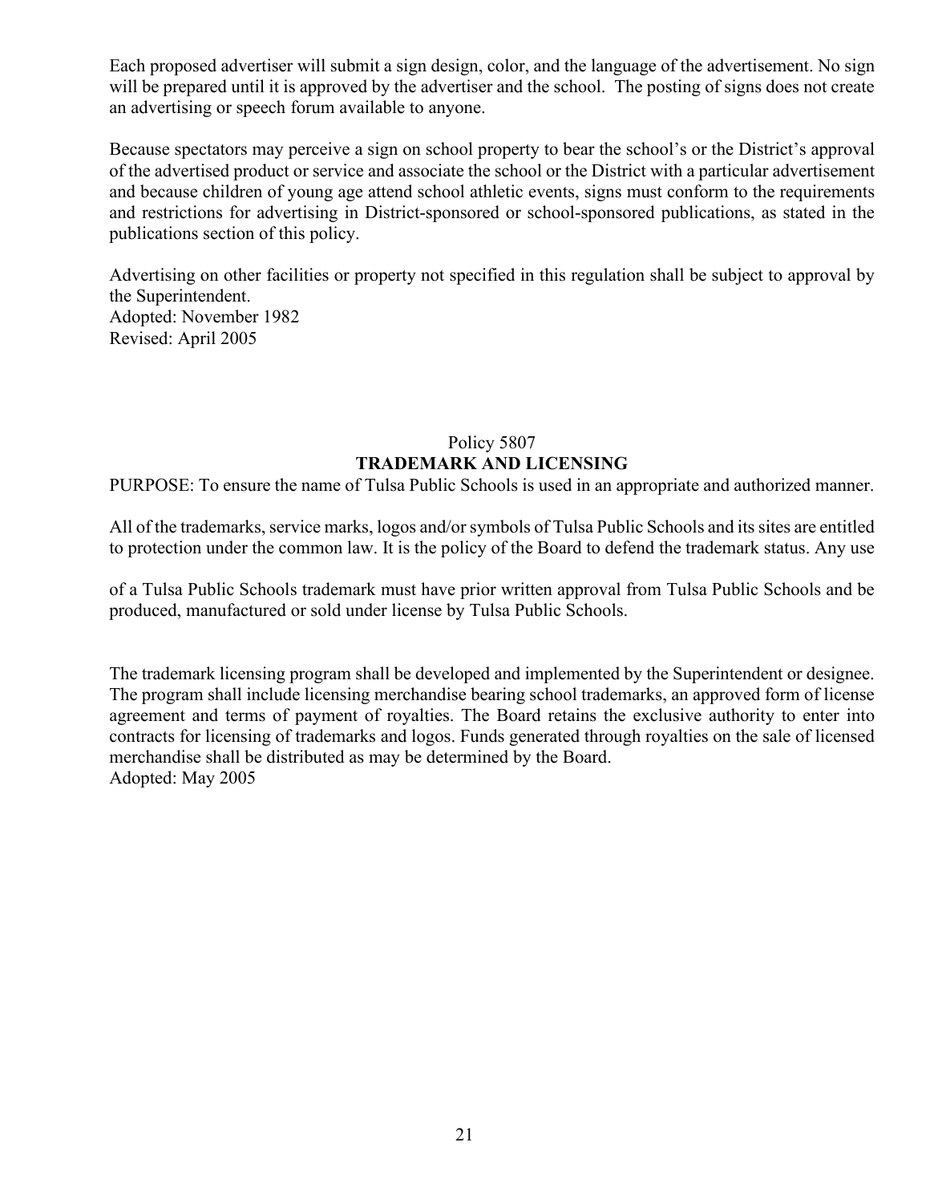Each proposed advertiser will submit a sign design, color, and the language of the advertisement. No sign will be prepared until it is approved by the advertiser and the school. The posting of signs does not create an advertising or speech forum available to anyone.

Because spectators may perceive a sign on school property to bear the school's or the District's approval of the advertised product or service and associate the school or the District with a particular advertisement and because children of young age attend school athletic events, signs must conform to the requirements and restrictions for advertising in District-sponsored or school-sponsored publications, as stated in the publications section of this policy.

Advertising on other facilities or property not specified in this regulation shall be subject to approval by the Superintendent.
Adopted: November 1982
Revised: April 2005

## Policy 5807
## TRADEMARK AND LICENSING

PURPOSE: To ensure the name of Tulsa Public Schools is used in an appropriate and authorized manner.

All of the trademarks, service marks, logos and/or symbols of Tulsa Public Schools and its sites are entitled to protection under the common law. It is the policy of the Board to defend the trademark status. Any use of a Tulsa Public Schools trademark must have prior written approval from Tulsa Public Schools and be produced, manufactured or sold under license by Tulsa Public Schools.

The trademark licensing program shall be developed and implemented by the Superintendent or designee. The program shall include licensing merchandise bearing school trademarks, an approved form of license agreement and terms of payment of royalties. The Board retains the exclusive authority to enter into contracts for licensing of trademarks and logos. Funds generated through royalties on the sale of licensed merchandise shall be distributed as may be determined by the Board.
Adopted: May 2005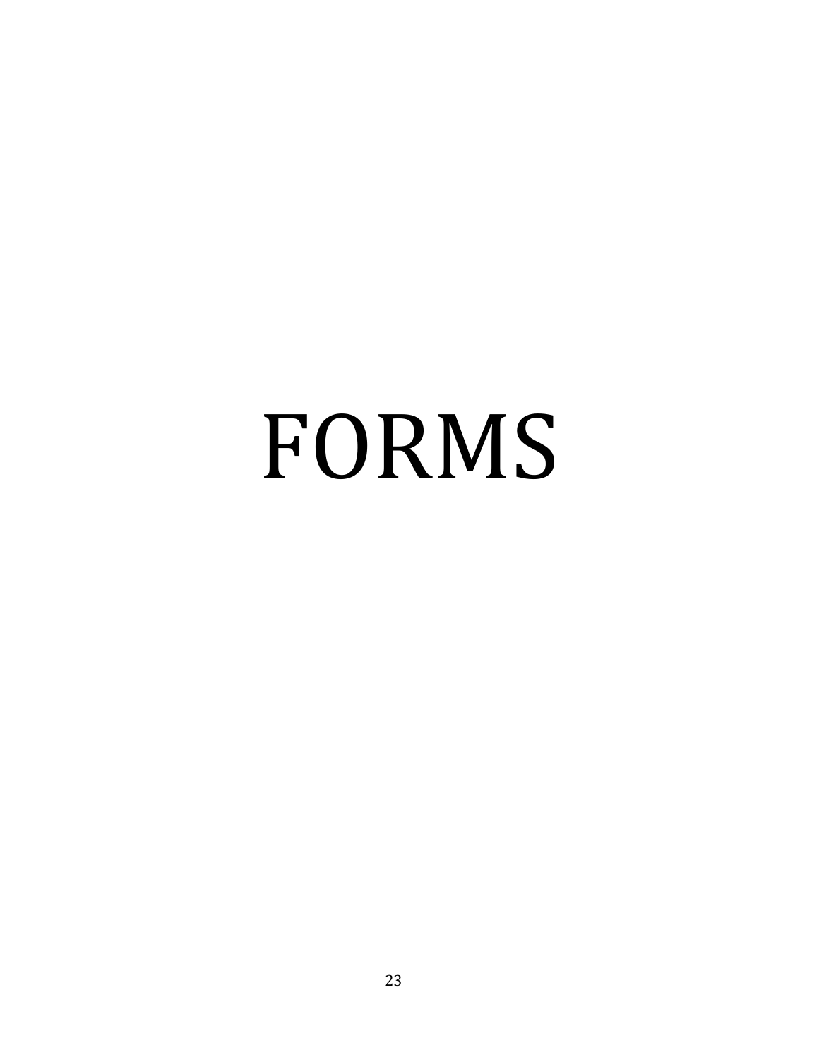# FORMS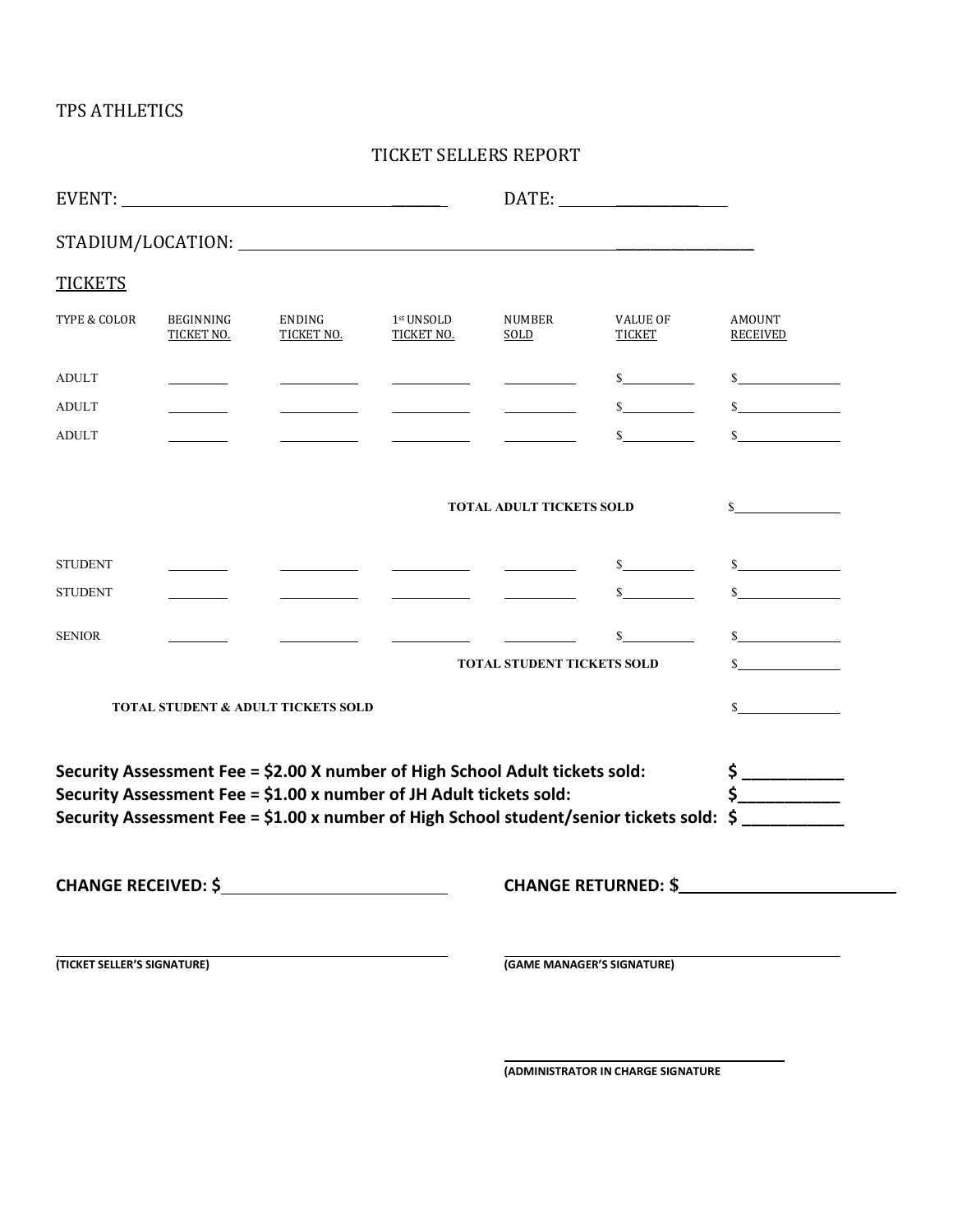TPS ATHLETICS

## TICKET SELLERS REPORT

EVENT: ________________________________________ DATE: ____________________

STADIUM/LOCATION: ____________________________________________________________

TICKETS

| TYPE & COLOR | BEGINNING TICKET NO. | ENDING TICKET NO. | 1st UNSOLD TICKET NO. | NUMBER SOLD | VALUE OF TICKET | AMOUNT RECEIVED |
|---|---|---|---|---|---|---|
| ADULT | ________ | __________ | __________ | _________ | $__________ | $______________ |
| ADULT | ________ | __________ | __________ | _________ | $__________ | $______________ |
| ADULT | ________ | __________ | __________ | _________ | $__________ | $______________ |
| | | | | **TOTAL ADULT TICKETS SOLD** | | $______________ |
| STUDENT | ________ | __________ | __________ | _________ | $__________ | $______________ |
| STUDENT | ________ | __________ | __________ | _________ | $__________ | $______________ |
| SENIOR | ________ | __________ | __________ | _________ | $__________ | $______________ |
| | | | | **TOTAL STUDENT TICKETS SOLD** | | $______________ |
| **TOTAL STUDENT & ADULT TICKETS SOLD** | | | | | | $______________ |

**Security Assessment Fee = $2.00 X number of High School Adult tickets sold: $ ___________**

**Security Assessment Fee = $1.00 x number of JH Adult tickets sold: $___________**

**Security Assessment Fee = $1.00 x number of High School student/senior tickets sold: $ ___________**

**CHANGE RECEIVED: $**_________________________ **CHANGE RETURNED: $**_________________________

_________________________________________ _________________________________________

**(TICKET SELLER'S SIGNATURE)** **(GAME MANAGER'S SIGNATURE)**

_________________________________________

**(ADMINISTRATOR IN CHARGE SIGNATURE**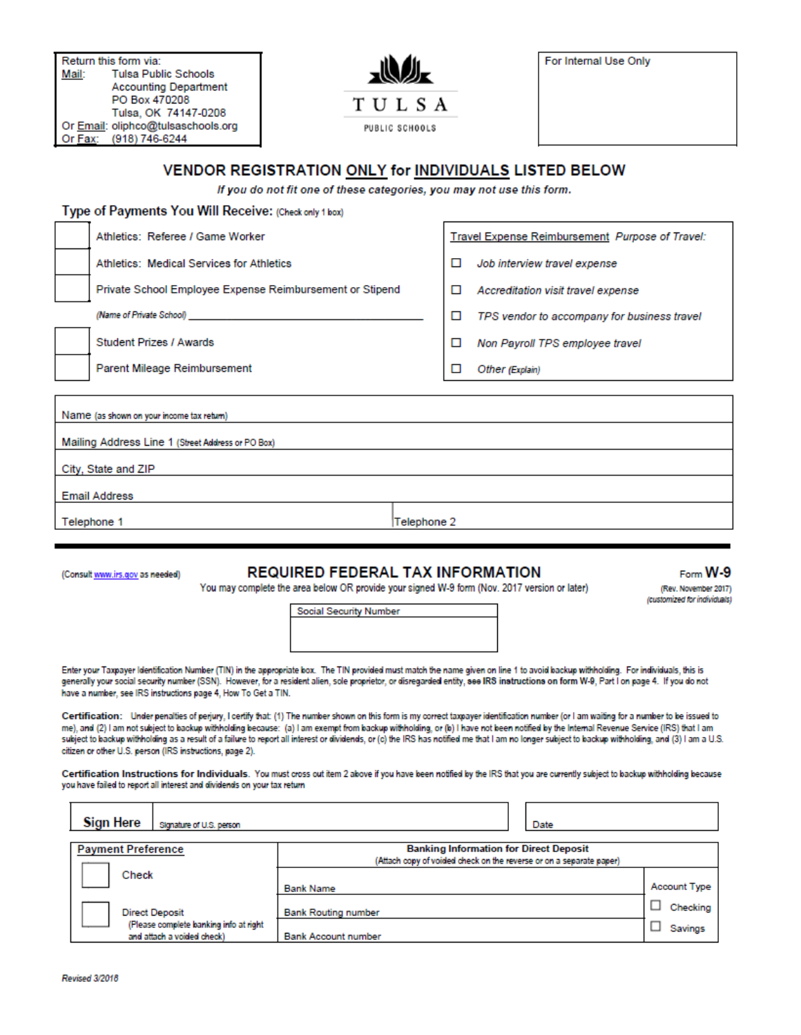Return this form via:
Mail: Tulsa Public Schools
Accounting Department
PO Box 470208
Tulsa, OK 74147-0208
Or Email: oliphco@tulsaschools.org
Or Fax: (918) 746-6244

TULSA
PUBLIC SCHOOLS

For Internal Use Only

# VENDOR REGISTRATION ONLY for INDIVIDUALS LISTED BELOW

***If you do not fit one of these categories, you may not use this form.***

**Type of Payments You Will Receive:** (Check only 1 box)

| | |
|---|---|
| ☐ | Athletics: Referee / Game Worker |
| ☐ | Athletics: Medical Services for Athletics |
| ☐ | Private School Employee Expense Reimbursement or Stipend |
| | *(Name of Private School)* ______________________________ |
| ☐ | Student Prizes / Awards |
| ☐ | Parent Mileage Reimbursement |

Travel Expense Reimbursement *Purpose of Travel:*

- ☐ *Job interview travel expense*
- ☐ *Accreditation visit travel expense*
- ☐ *TPS vendor to accompany for business travel*
- ☐ *Non Payroll TPS employee travel*
- ☐ *Other (Explain)*

| | |
|---|---|
| Name (as shown on your income tax return) | |
| Mailing Address Line 1 (Street Address or PO Box) | |
| City, State and ZIP | |
| Email Address | |
| Telephone 1 | Telephone 2 |

---

(Consult www.irs.gov as needed)

## REQUIRED FEDERAL TAX INFORMATION

You may complete the area below OR provide your signed W-9 form (Nov. 2017 version or later)

Form **W-9**
(Rev. November 2017)
*(customized for individuals)*

| Social Security Number |
|---|
| |

Enter your Taxpayer Identification Number (TIN) in the appropriate box. The TIN provided must match the name given on line 1 to avoid backup withholding. For individuals, this is generally your social security number (SSN). However, for a resident alien, sole proprietor, or disregarded entity, **see IRS instructions on form W-9**, Part I on page 4. If you do not have a number, see IRS instructions page 4, How To Get a TIN.

**Certification:** Under penalties of perjury, I certify that: (1) The number shown on this form is my correct taxpayer identification number (or I am waiting for a number to be issued to me), and (2) I am not subject to backup withholding because: (a) I am exempt from backup withholding, or (b) I have not been notified by the Internal Revenue Service (IRS) that I am subject to backup withholding as a result of a failure to report all interest or dividends, or (c) the IRS has notified me that I am no longer subject to backup withholding, and (3) I am a U.S. citizen or other U.S. person (IRS instructions, page 2).

**Certification Instructions for Individuals.** You must cross out item 2 above if you have been notified by the IRS that you are currently subject to backup withholding because you have failed to report all interest and dividends on your tax return

| **Sign Here** | Signature of U.S. person | Date |
|---|---|---|

| Payment Preference | Banking Information for Direct Deposit (Attach copy of voided check on the reverse or on a separate paper) | |
|---|---|---|
| ☐ Check | Bank Name | Account Type |
| ☐ Direct Deposit (Please complete banking info at right and attach a voided check) | Bank Routing number | ☐ Checking |
| | Bank Account number | ☐ Savings |

*Revised 3/2018*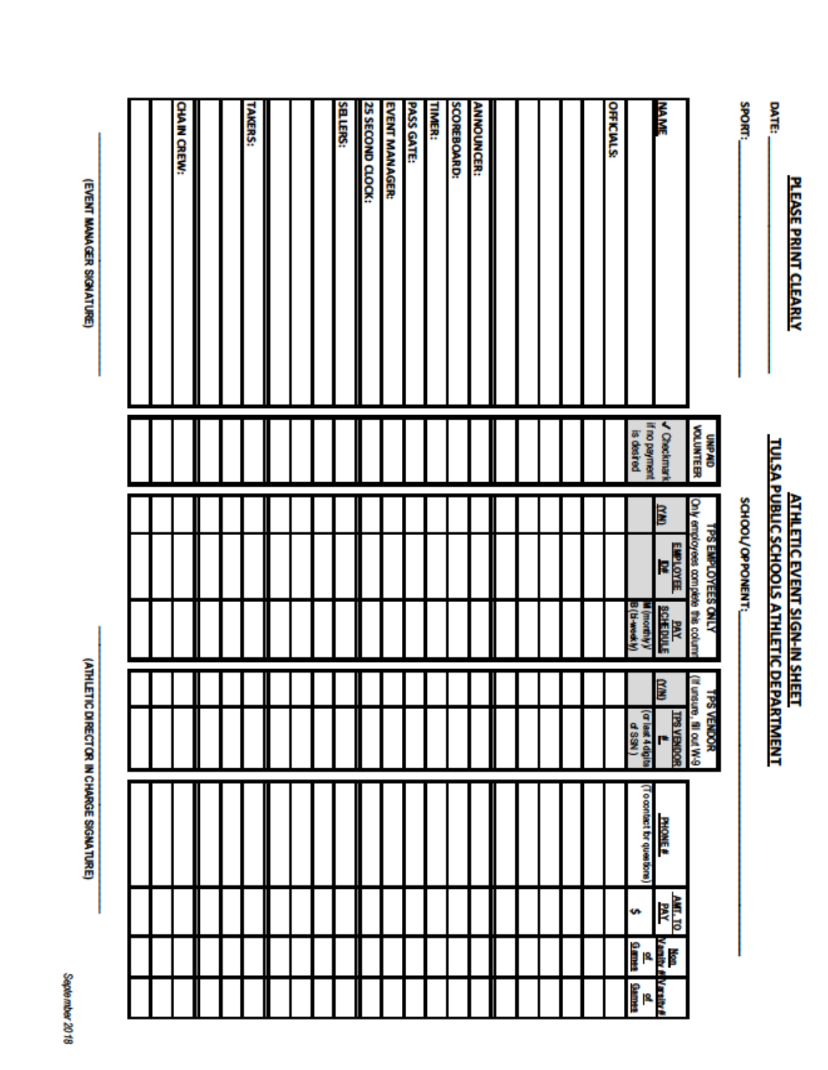**PLEASE PRINT CLEARLY**

## ATHLETIC EVENT SIGN-IN SHEET
## TULSA PUBLIC SCHOOLS ATHLETIC DEPARTMENT

DATE: ______________________

SPORT: ______________________ SCHOOL/OPPONENT: ______________________

| NAME | UNPAID VOLUNTEER ✔ Checkmark if no payment is desired | TPS EMPLOYEES ONLY (Only employees complete this column) (Y/N) | EMPLOYEE ID# | PAY SCHEDULE M (monthly) B (bi-weekly) | TPS VENDOR (If unsure, fill out W-9) (Y/N) | TPS VENDOR # (or last 4 digits of SSN) | PHONE # (To contact for questions) | AMT. TO PAY $ | Non Varsity # of Games | Varsity # of Games |
|---|---|---|---|---|---|---|---|---|---|---|
| OFFICIALS: | | | | | | | | | | |
| | | | | | | | | | | |
| | | | | | | | | | | |
| | | | | | | | | | | |
| | | | | | | | | | | |
| | | | | | | | | | | |
| ANNOUNCER: | | | | | | | | | | |
| SCOREBOARD: | | | | | | | | | | |
| TIMER: | | | | | | | | | | |
| PASS GATE: | | | | | | | | | | |
| EVENT MANAGER: | | | | | | | | | | |
| 25 SECOND CLOCK: | | | | | | | | | | |
| SELLERS: | | | | | | | | | | |
| | | | | | | | | | | |
| | | | | | | | | | | |
| TAKERS: | | | | | | | | | | |
| | | | | | | | | | | |
| | | | | | | | | | | |
| CHAIN CREW: | | | | | | | | | | |
| | | | | | | | | | | |
| | | | | | | | | | | |

______________________
(EVENT MANAGER SIGNATURE)

______________________
(ATHLETIC DIRECTOR IN CHARGE SIGNATURE)

September 2018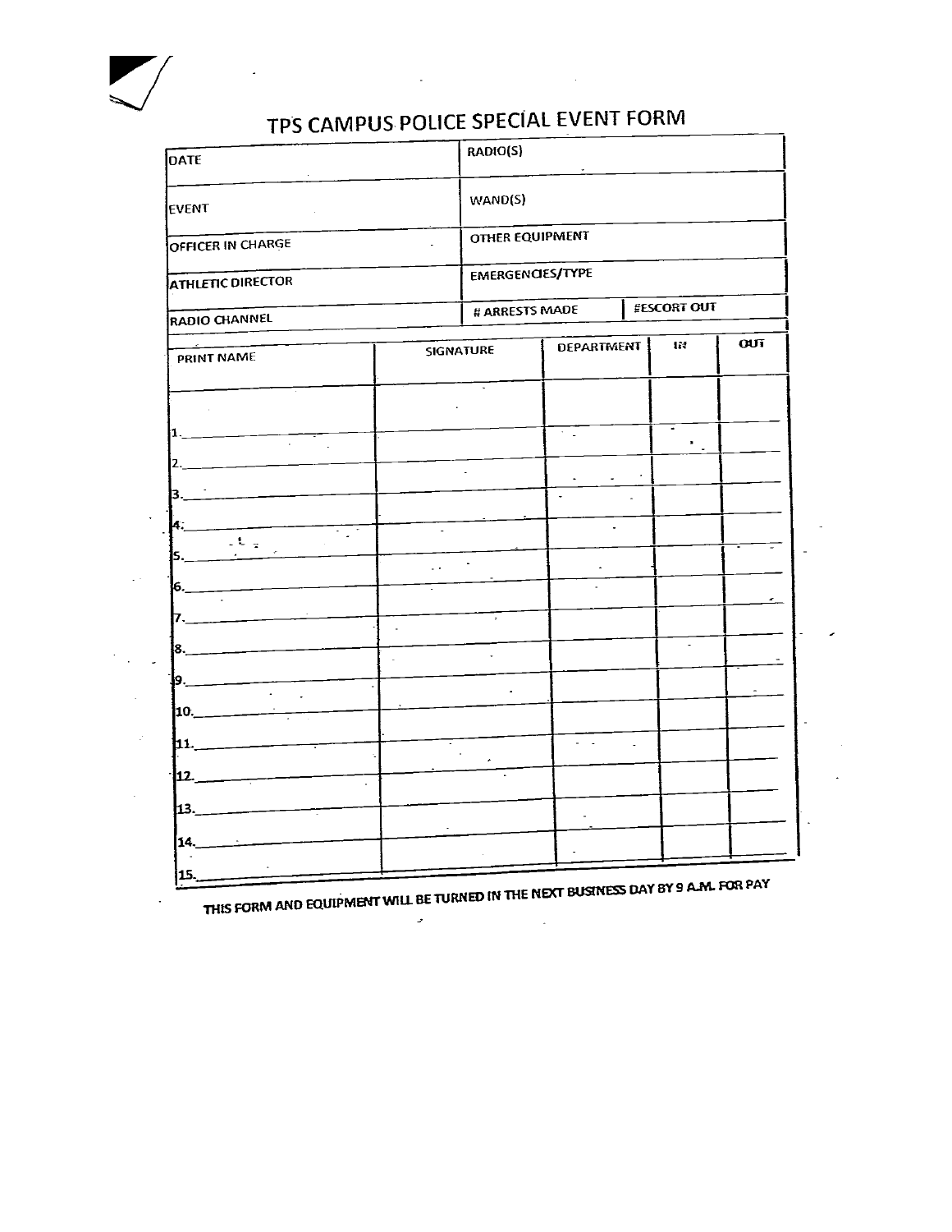# TPS CAMPUS POLICE SPECIAL EVENT FORM

| | |
|---|---|
| DATE | RADIO(S) |
| EVENT | WAND(S) |
| OFFICER IN CHARGE | OTHER EQUIPMENT |
| ATHLETIC DIRECTOR | EMERGENCIES/TYPE |
| RADIO CHANNEL | # ARRESTS MADE &nbsp;&nbsp;&nbsp;&nbsp; #ESCORT OUT |

| PRINT NAME | SIGNATURE | DEPARTMENT | IN | OUT |
|---|---|---|---|---|
| 1.\_\_\_\_\_\_\_\_ | | | | |
| 2.\_\_\_\_\_\_\_\_ | | | | |
| 3.\_\_\_\_\_\_\_\_ | | | | |
| 4.\_\_\_\_\_\_\_\_ | | | | |
| 5.\_\_\_\_\_\_\_\_ | | | | |
| 6.\_\_\_\_\_\_\_\_ | | | | |
| 7.\_\_\_\_\_\_\_\_ | | | | |
| 8.\_\_\_\_\_\_\_\_ | | | | |
| 9.\_\_\_\_\_\_\_\_ | | | | |
| 10.\_\_\_\_\_\_\_\_ | | | | |
| 11.\_\_\_\_\_\_\_\_ | | | | |
| 12.\_\_\_\_\_\_\_\_ | | | | |
| 13.\_\_\_\_\_\_\_\_ | | | | |
| 14.\_\_\_\_\_\_\_\_ | | | | |
| 15.\_\_\_\_\_\_\_\_ | | | | |

**THIS FORM AND EQUIPMENT WILL BE TURNED IN THE NEXT BUSINESS DAY BY 9 A.M. FOR PAY**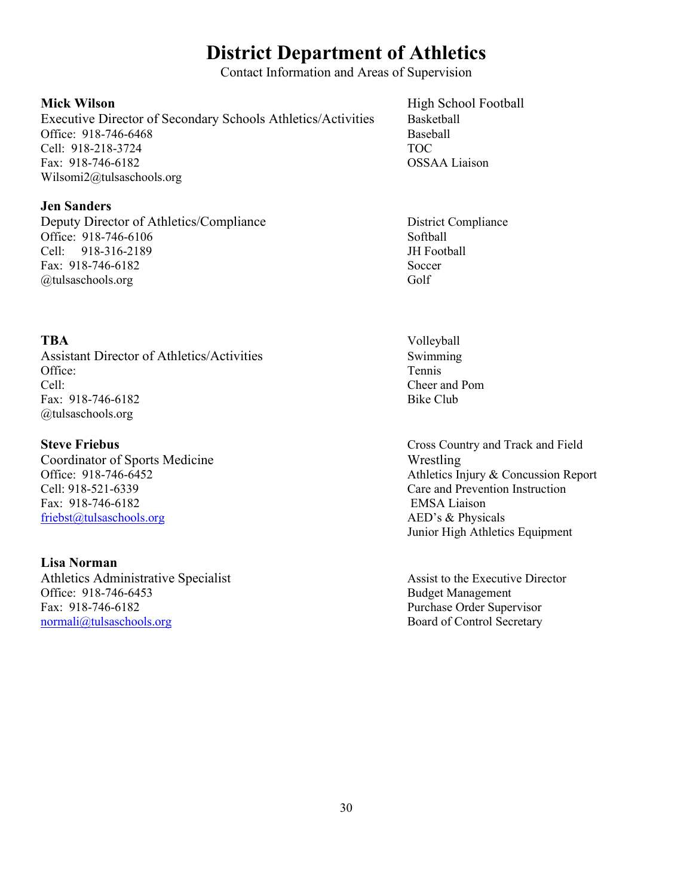# District Department of Athletics

Contact Information and Areas of Supervision

**Mick Wilson**
Executive Director of Secondary Schools Athletics/Activities
Office: 918-746-6468
Cell: 918-218-3724
Fax: 918-746-6182
Wilsomi2@tulsaschools.org

High School Football
Basketball
Baseball
TOC
OSSAA Liaison

**Jen Sanders**
Deputy Director of Athletics/Compliance
Office: 918-746-6106
Cell: 918-316-2189
Fax: 918-746-6182
@tulsaschools.org

District Compliance
Softball
JH Football
Soccer
Golf

**TBA**
Assistant Director of Athletics/Activities
Office:
Cell:
Fax: 918-746-6182
@tulsaschools.org

Volleyball
Swimming
Tennis
Cheer and Pom
Bike Club

**Steve Friebus**
Coordinator of Sports Medicine
Office: 918-746-6452
Cell: 918-521-6339
Fax: 918-746-6182
friebst@tulsaschools.org

Cross Country and Track and Field
Wrestling
Athletics Injury & Concussion Report
Care and Prevention Instruction
EMSA Liaison
AED's & Physicals
Junior High Athletics Equipment

**Lisa Norman**
Athletics Administrative Specialist
Office: 918-746-6453
Fax: 918-746-6182
normali@tulsaschools.org

Assist to the Executive Director
Budget Management
Purchase Order Supervisor
Board of Control Secretary